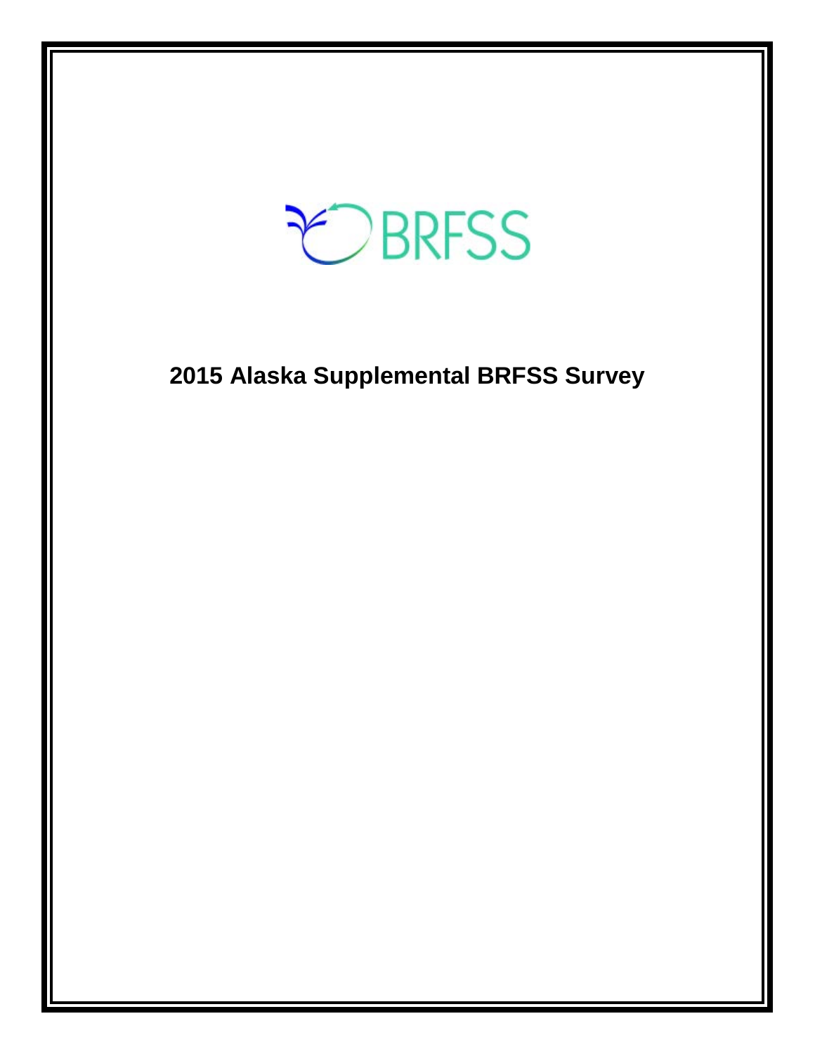BRFSS

# 2015 Alaska Supplemental BRFSS Survey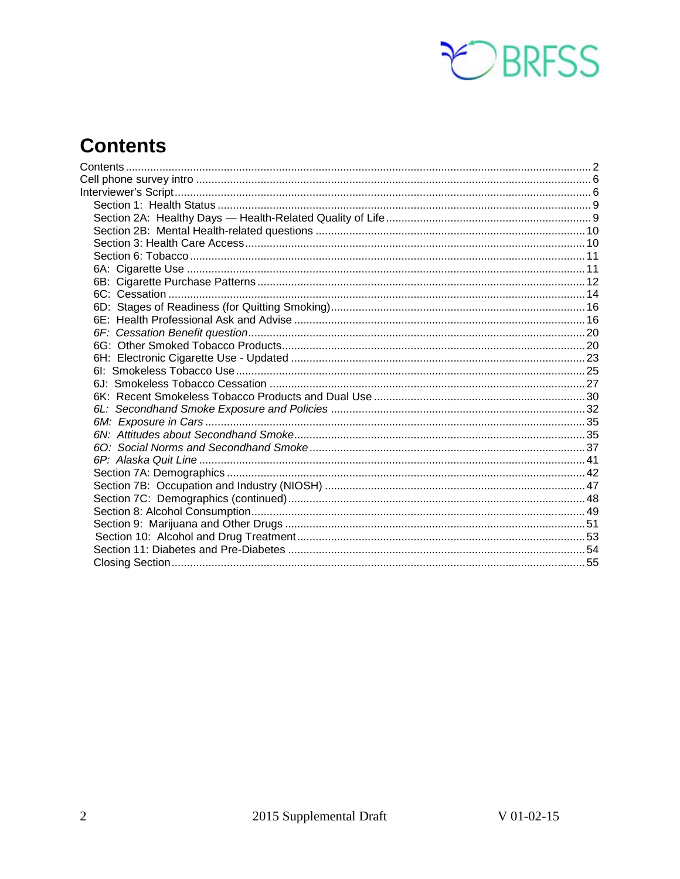# Contents

Contents ..... 2
Cell phone survey intro ..... 6
Interviewer's Script ..... 6
- Section 1: Health Status ..... 9
- Section 2A: Healthy Days — Health-Related Quality of Life ..... 9
- Section 2B: Mental Health-related questions ..... 10
- Section 3: Health Care Access ..... 10
- Section 6: Tobacco ..... 11
- 6A: Cigarette Use ..... 11
- 6B: Cigarette Purchase Patterns ..... 12
- 6C: Cessation ..... 14
- 6D: Stages of Readiness (for Quitting Smoking) ..... 16
- 6E: Health Professional Ask and Advise ..... 16
- *6F: Cessation Benefit question* ..... 20
- 6G: Other Smoked Tobacco Products ..... 20
- 6H: Electronic Cigarette Use - Updated ..... 23
- 6I: Smokeless Tobacco Use ..... 25
- 6J: Smokeless Tobacco Cessation ..... 27
- 6K: Recent Smokeless Tobacco Products and Dual Use ..... 30
- *6L: Secondhand Smoke Exposure and Policies* ..... 32
- *6M: Exposure in Cars* ..... 35
- *6N: Attitudes about Secondhand Smoke* ..... 35
- *6O: Social Norms and Secondhand Smoke* ..... 37
- *6P: Alaska Quit Line* ..... 41
- Section 7A: Demographics ..... 42
- Section 7B: Occupation and Industry (NIOSH) ..... 47
- Section 7C: Demographics (continued) ..... 48
- Section 8: Alcohol Consumption ..... 49
- Section 9: Marijuana and Other Drugs ..... 51
- Section 10: Alcohol and Drug Treatment ..... 53
- Section 11: Diabetes and Pre-Diabetes ..... 54
- Closing Section ..... 55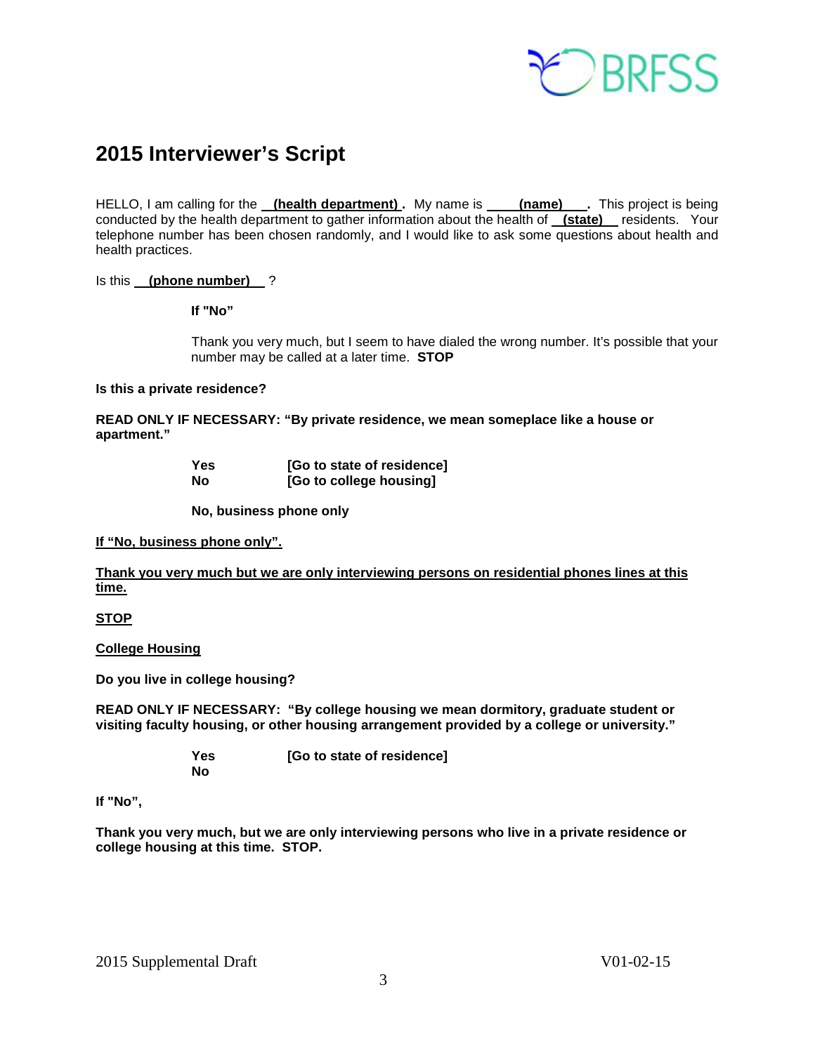# 2015 Interviewer's Script

HELLO, I am calling for the **(health department)**. My name is **(name)**. This project is being conducted by the health department to gather information about the health of **(state)** residents. Your telephone number has been chosen randomly, and I would like to ask some questions about health and health practices.

Is this **(phone number)** ?

**If "No"**

Thank you very much, but I seem to have dialed the wrong number. It's possible that your number may be called at a later time. **STOP**

**Is this a private residence?**

**READ ONLY IF NECESSARY: "By private residence, we mean someplace like a house or apartment."**

**Yes [Go to state of residence]**
**No [Go to college housing]**

**No, business phone only**

**If "No, business phone only".**

**Thank you very much but we are only interviewing persons on residential phones lines at this time.**

**STOP**

**College Housing**

**Do you live in college housing?**

**READ ONLY IF NECESSARY: "By college housing we mean dormitory, graduate student or visiting faculty housing, or other housing arrangement provided by a college or university."**

**Yes [Go to state of residence]**
**No**

**If "No",**

**Thank you very much, but we are only interviewing persons who live in a private residence or college housing at this time. STOP.**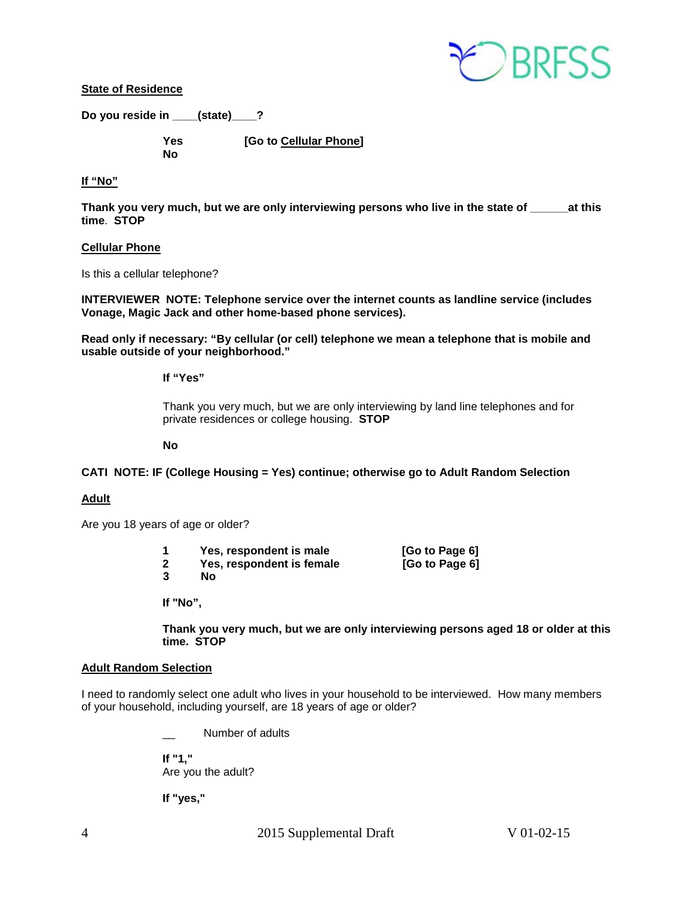**State of Residence**

**Do you reside in ____(state)____?**

**Yes** **[Go to Cellular Phone]**
**No**

**If "No"**

**Thank you very much, but we are only interviewing persons who live in the state of ______at this time. STOP**

**Cellular Phone**

Is this a cellular telephone?

**INTERVIEWER NOTE: Telephone service over the internet counts as landline service (includes Vonage, Magic Jack and other home-based phone services).**

**Read only if necessary: "By cellular (or cell) telephone we mean a telephone that is mobile and usable outside of your neighborhood."**

**If "Yes"**

Thank you very much, but we are only interviewing by land line telephones and for private residences or college housing. **STOP**

**No**

**CATI NOTE: IF (College Housing = Yes) continue; otherwise go to Adult Random Selection**

**Adult**

Are you 18 years of age or older?

**1 Yes, respondent is male [Go to Page 6]**
**2 Yes, respondent is female [Go to Page 6]**
**3 No**

**If "No",**

**Thank you very much, but we are only interviewing persons aged 18 or older at this time. STOP**

**Adult Random Selection**

I need to randomly select one adult who lives in your household to be interviewed. How many members of your household, including yourself, are 18 years of age or older?

__ Number of adults

**If "1,"**
Are you the adult?

**If "yes,"**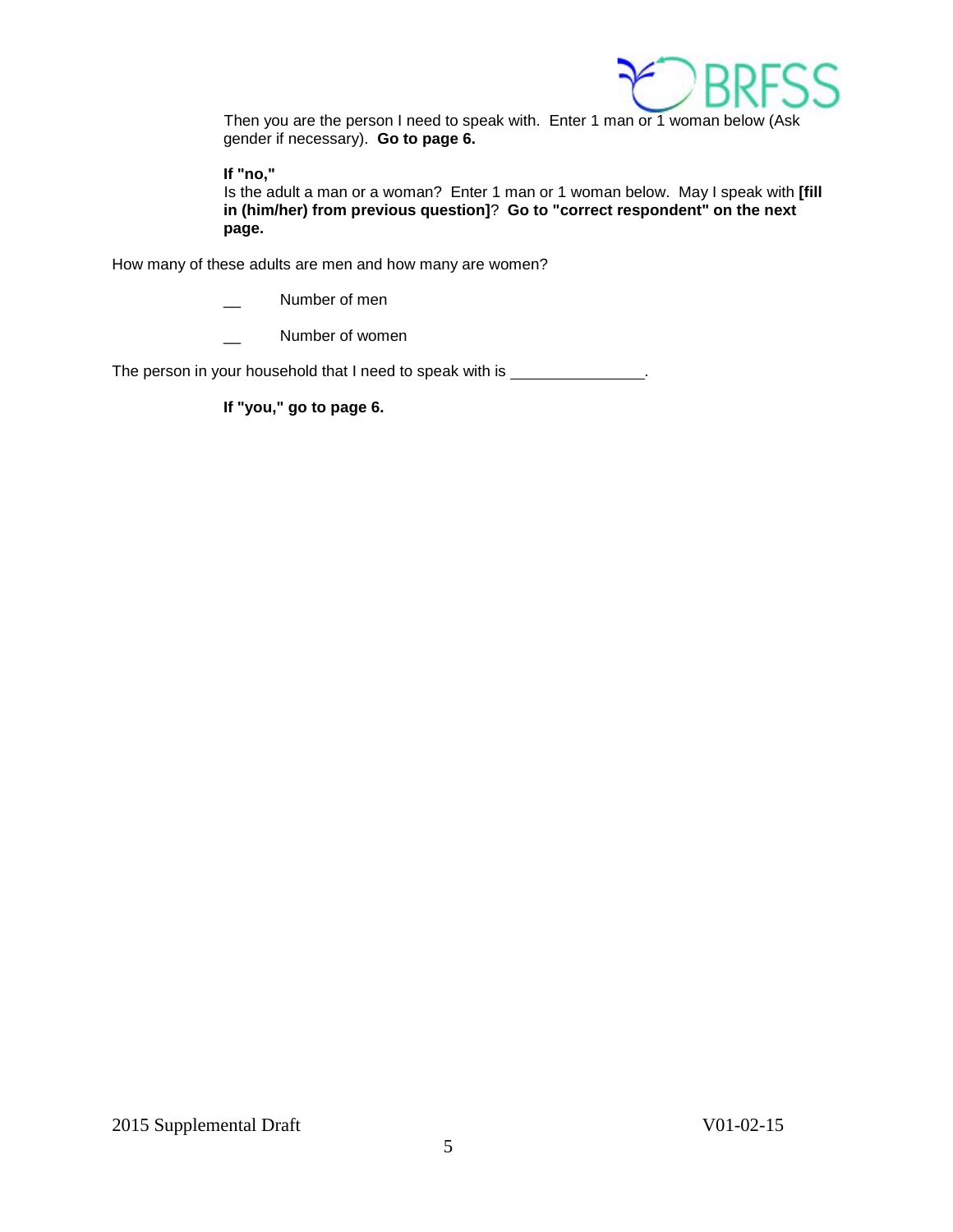Then you are the person I need to speak with. Enter 1 man or 1 woman below (Ask gender if necessary). **Go to page 6.**

**If "no,"**
Is the adult a man or a woman? Enter 1 man or 1 woman below. May I speak with **[fill in (him/her) from previous question]**? **Go to "correct respondent" on the next page.**

How many of these adults are men and how many are women?

__ Number of men

__ Number of women

The person in your household that I need to speak with is _______________.

**If "you," go to page 6.**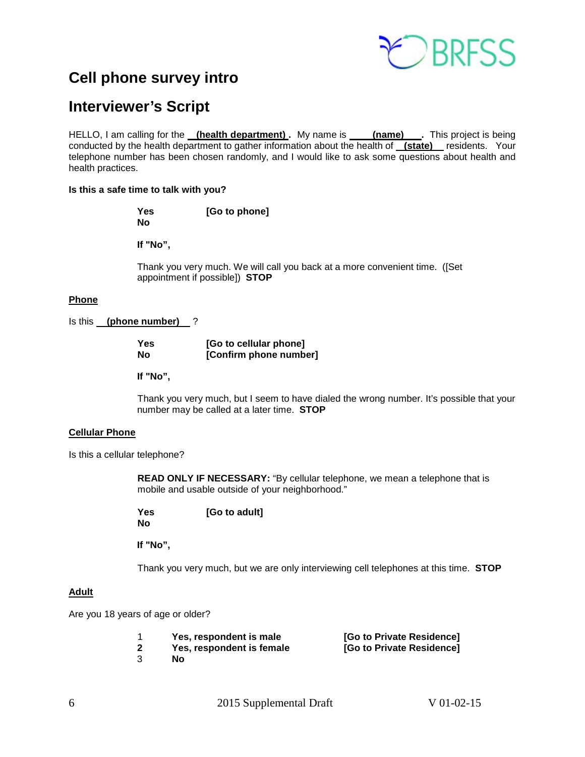# Cell phone survey intro

# Interviewer's Script

HELLO, I am calling for the **(health department)**. My name is **(name)**. This project is being conducted by the health department to gather information about the health of **(state)** residents. Your telephone number has been chosen randomly, and I would like to ask some questions about health and health practices.

**Is this a safe time to talk with you?**

**Yes** **[Go to phone]**
**No**

**If "No",**

Thank you very much. We will call you back at a more convenient time. ([Set appointment if possible]) **STOP**

**Phone**

Is this **(phone number)** ?

**Yes** **[Go to cellular phone]**
**No** **[Confirm phone number]**

**If "No",**

Thank you very much, but I seem to have dialed the wrong number. It's possible that your number may be called at a later time. **STOP**

**Cellular Phone**

Is this a cellular telephone?

**READ ONLY IF NECESSARY:** "By cellular telephone, we mean a telephone that is mobile and usable outside of your neighborhood."

**Yes** **[Go to adult]**
**No**

**If "No",**

Thank you very much, but we are only interviewing cell telephones at this time. **STOP**

**Adult**

Are you 18 years of age or older?

1 **Yes, respondent is male** **[Go to Private Residence]**
**2** **Yes, respondent is female** **[Go to Private Residence]**
3 **No**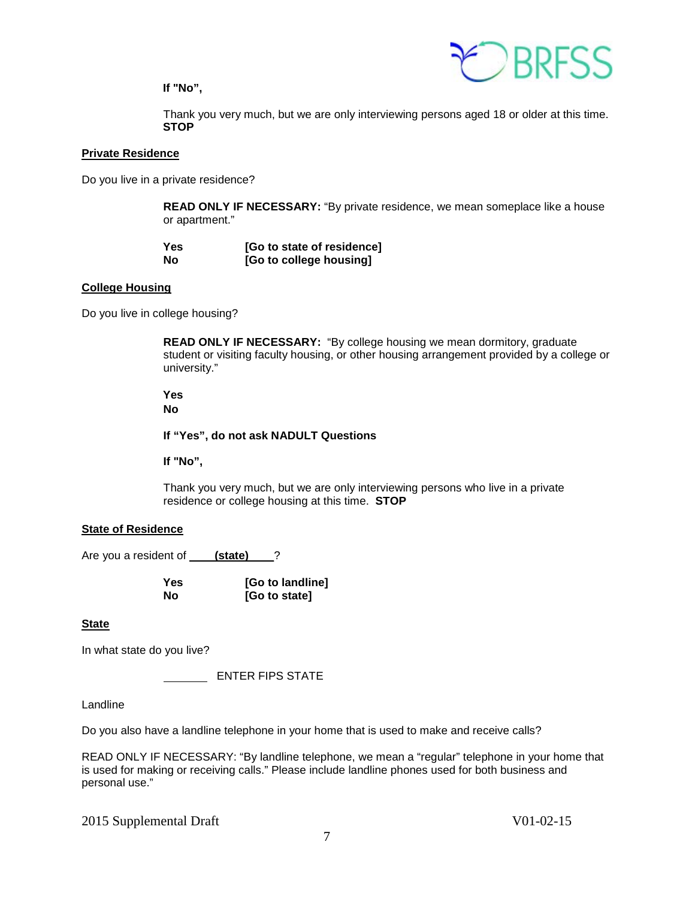**If "No",**

Thank you very much, but we are only interviewing persons aged 18 or older at this time. **STOP**

**Private Residence**

Do you live in a private residence?

**READ ONLY IF NECESSARY:** "By private residence, we mean someplace like a house or apartment."

**Yes** **[Go to state of residence]**
**No** **[Go to college housing]**

**College Housing**

Do you live in college housing?

**READ ONLY IF NECESSARY:** "By college housing we mean dormitory, graduate student or visiting faculty housing, or other housing arrangement provided by a college or university."

**Yes**
**No**

**If "Yes", do not ask NADULT Questions**

**If "No",**

Thank you very much, but we are only interviewing persons who live in a private residence or college housing at this time. **STOP**

**State of Residence**

Are you a resident of ____**(state)**____?

**Yes** **[Go to landline]**
**No** **[Go to state]**

**State**

In what state do you live?

_______ ENTER FIPS STATE

Landline

Do you also have a landline telephone in your home that is used to make and receive calls?

READ ONLY IF NECESSARY: "By landline telephone, we mean a "regular" telephone in your home that is used for making or receiving calls." Please include landline phones used for both business and personal use."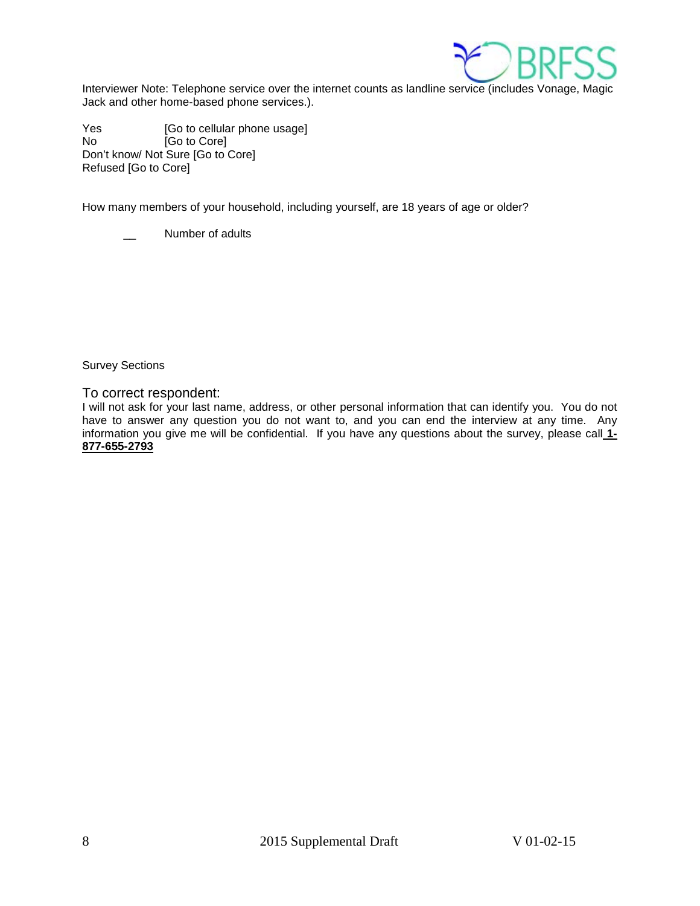Interviewer Note: Telephone service over the internet counts as landline service (includes Vonage, Magic Jack and other home-based phone services.).

Yes [Go to cellular phone usage]
No [Go to Core]
Don't know/ Not Sure [Go to Core]
Refused [Go to Core]

How many members of your household, including yourself, are 18 years of age or older?

__ Number of adults

Survey Sections

## To correct respondent:

I will not ask for your last name, address, or other personal information that can identify you. You do not have to answer any question you do not want to, and you can end the interview at any time. Any information you give me will be confidential. If you have any questions about the survey, please call **1-877-655-2793**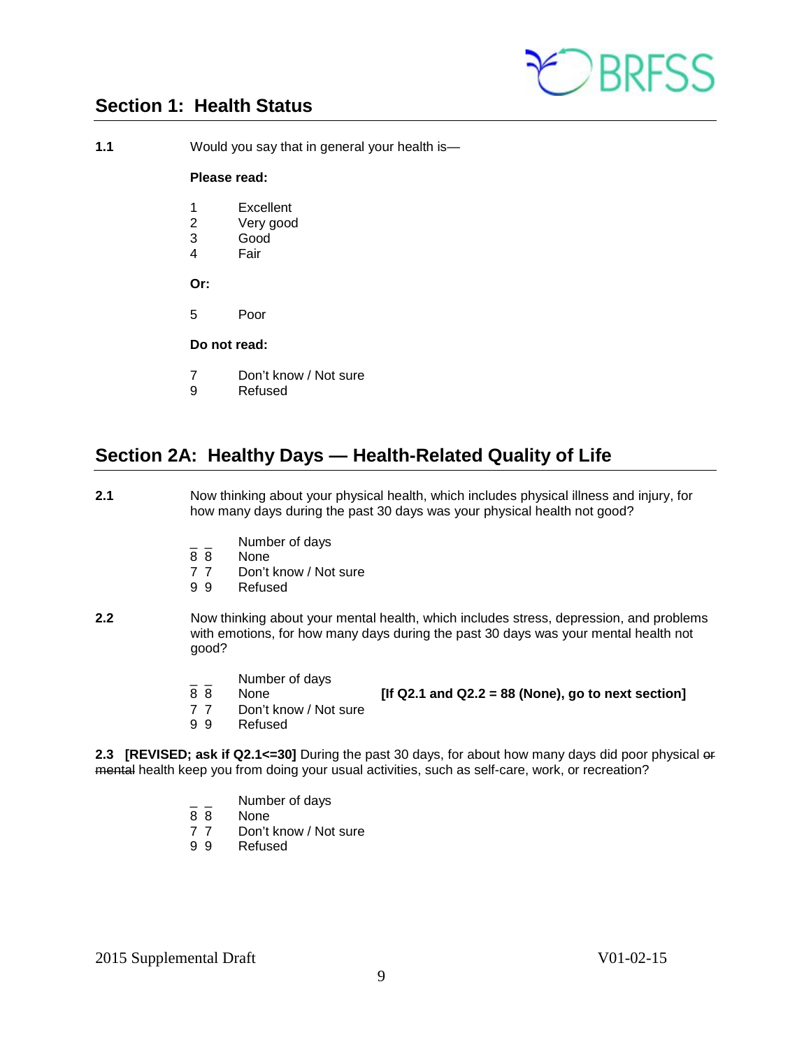## Section 1: Health Status

**1.1** Would you say that in general your health is—

**Please read:**

1 Excellent
2 Very good
3 Good
4 Fair

**Or:**

5 Poor

**Do not read:**

7 Don't know / Not sure
9 Refused

## Section 2A: Healthy Days — Health-Related Quality of Life

**2.1** Now thinking about your physical health, which includes physical illness and injury, for how many days during the past 30 days was your physical health not good?

_ _ Number of days
8 8 None
7 7 Don't know / Not sure
9 9 Refused

**2.2** Now thinking about your mental health, which includes stress, depression, and problems with emotions, for how many days during the past 30 days was your mental health not good?

_ _ Number of days
8 8 None **[If Q2.1 and Q2.2 = 88 (None), go to next section]**
7 7 Don't know / Not sure
9 9 Refused

**2.3 [REVISED; ask if Q2.1<=30]** During the past 30 days, for about how many days did poor physical ~~or mental~~ health keep you from doing your usual activities, such as self-care, work, or recreation?

_ _ Number of days
8 8 None
7 7 Don't know / Not sure
9 9 Refused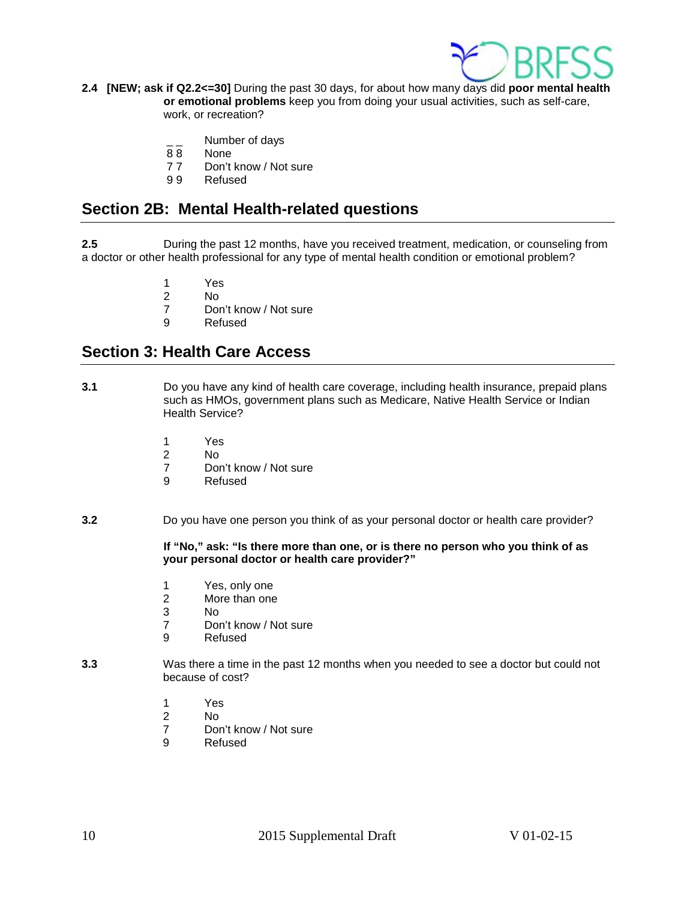**2.4 [NEW; ask if Q2.2<=30]** During the past 30 days, for about how many days did **poor mental health or emotional problems** keep you from doing your usual activities, such as self-care, work, or recreation?

_ _ Number of days
8 8 None
7 7 Don't know / Not sure
9 9 Refused

## Section 2B: Mental Health-related questions

**2.5** During the past 12 months, have you received treatment, medication, or counseling from a doctor or other health professional for any type of mental health condition or emotional problem?

1 Yes
2 No
7 Don't know / Not sure
9 Refused

## Section 3: Health Care Access

**3.1** Do you have any kind of health care coverage, including health insurance, prepaid plans such as HMOs, government plans such as Medicare, Native Health Service or Indian Health Service?

1 Yes
2 No
7 Don't know / Not sure
9 Refused

**3.2** Do you have one person you think of as your personal doctor or health care provider?

**If "No," ask: "Is there more than one, or is there no person who you think of as your personal doctor or health care provider?"**

1 Yes, only one
2 More than one
3 No
7 Don't know / Not sure
9 Refused

**3.3** Was there a time in the past 12 months when you needed to see a doctor but could not because of cost?

1 Yes
2 No
7 Don't know / Not sure
9 Refused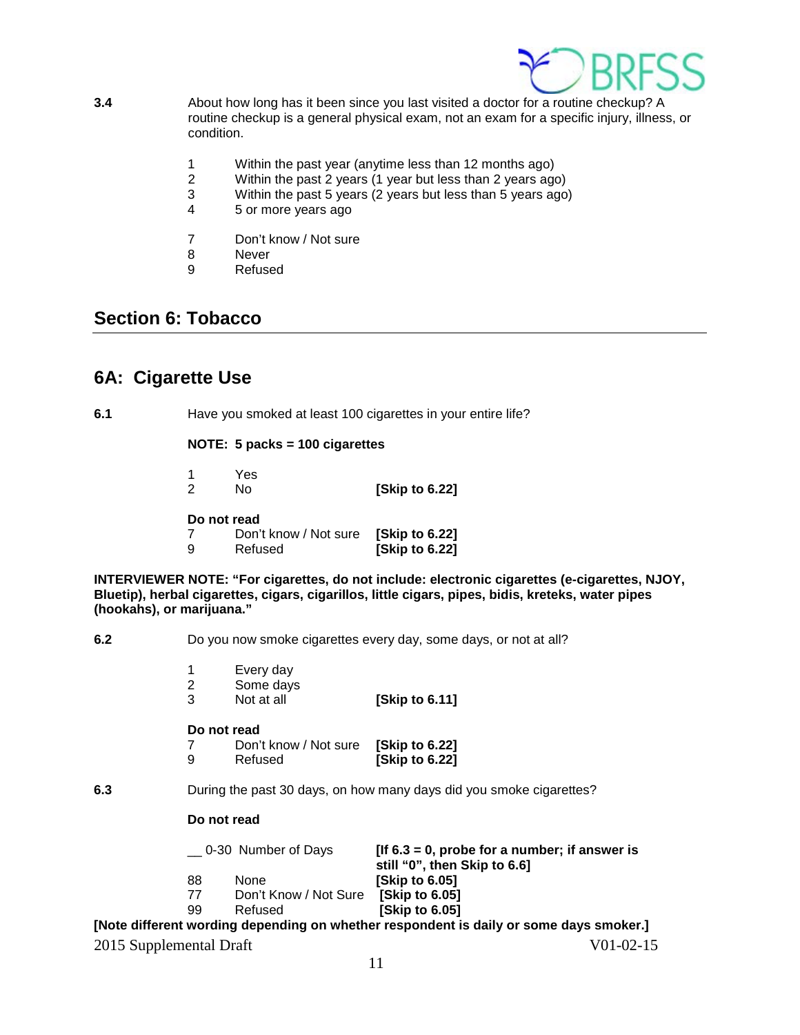**3.4** About how long has it been since you last visited a doctor for a routine checkup? A routine checkup is a general physical exam, not an exam for a specific injury, illness, or condition.

| | |
|---|---|
| 1 | Within the past year (anytime less than 12 months ago) |
| 2 | Within the past 2 years (1 year but less than 2 years ago) |
| 3 | Within the past 5 years (2 years but less than 5 years ago) |
| 4 | 5 or more years ago |
| 7 | Don't know / Not sure |
| 8 | Never |
| 9 | Refused |

## Section 6: Tobacco

## 6A: Cigarette Use

**6.1** Have you smoked at least 100 cigarettes in your entire life?

**NOTE: 5 packs = 100 cigarettes**

| | | |
|---|---|---|
| 1 | Yes | |
| 2 | No | **[Skip to 6.22]** |

**Do not read**

| | | |
|---|---|---|
| 7 | Don't know / Not sure | **[Skip to 6.22]** |
| 9 | Refused | **[Skip to 6.22]** |

**INTERVIEWER NOTE: "For cigarettes, do not include: electronic cigarettes (e-cigarettes, NJOY, Bluetip), herbal cigarettes, cigars, cigarillos, little cigars, pipes, bidis, kreteks, water pipes (hookahs), or marijuana."**

**6.2** Do you now smoke cigarettes every day, some days, or not at all?

| | | |
|---|---|---|
| 1 | Every day | |
| 2 | Some days | |
| 3 | Not at all | **[Skip to 6.11]** |

**Do not read**

| | | |
|---|---|---|
| 7 | Don't know / Not sure | **[Skip to 6.22]** |
| 9 | Refused | **[Skip to 6.22]** |

**6.3** During the past 30 days, on how many days did you smoke cigarettes?

**Do not read**

| | | |
|---|---|---|
| __ 0-30 | Number of Days | **[If 6.3 = 0, probe for a number; if answer is still "0", then Skip to 6.6]** |
| 88 | None | **[Skip to 6.05]** |
| 77 | Don't Know / Not Sure | **[Skip to 6.05]** |
| 99 | Refused | **[Skip to 6.05]** |

**[Note different wording depending on whether respondent is daily or some days smoker.]**

2015 Supplemental Draft V01-02-15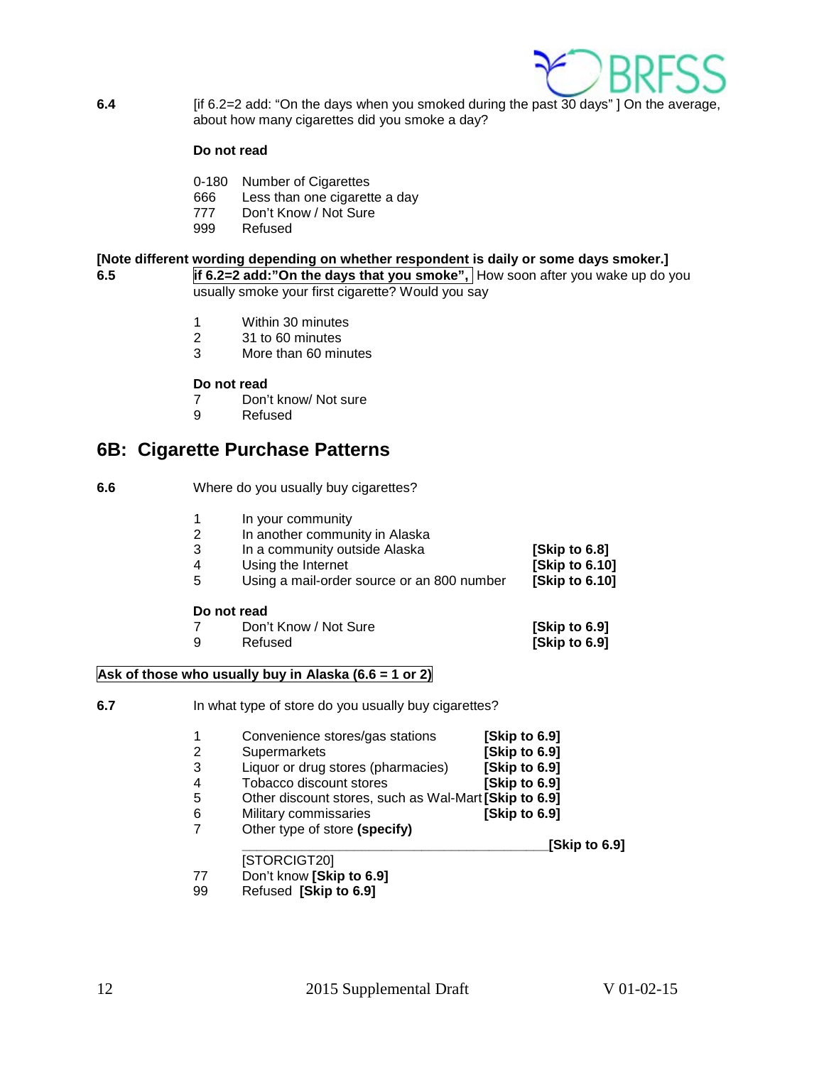**6.4** [if 6.2=2 add: "On the days when you smoked during the past 30 days" ] On the average, about how many cigarettes did you smoke a day?

**Do not read**

0-180 Number of Cigarettes
666 Less than one cigarette a day
777 Don't Know / Not Sure
999 Refused

**[Note different wording depending on whether respondent is daily or some days smoker.]**

**6.5** **if 6.2=2 add:"On the days that you smoke",** How soon after you wake up do you usually smoke your first cigarette? Would you say

1 Within 30 minutes
2 31 to 60 minutes
3 More than 60 minutes

**Do not read**

7 Don't know/ Not sure
9 Refused

## 6B: Cigarette Purchase Patterns

**6.6** Where do you usually buy cigarettes?

1 In your community
2 In another community in Alaska
3 In a community outside Alaska **[Skip to 6.8]**
4 Using the Internet **[Skip to 6.10]**
5 Using a mail-order source or an 800 number **[Skip to 6.10]**

**Do not read**

7 Don't Know / Not Sure **[Skip to 6.9]**
9 Refused **[Skip to 6.9]**

**Ask of those who usually buy in Alaska (6.6 = 1 or 2)**

**6.7** In what type of store do you usually buy cigarettes?

1 Convenience stores/gas stations **[Skip to 6.9]**
2 Supermarkets **[Skip to 6.9]**
3 Liquor or drug stores (pharmacies) **[Skip to 6.9]**
4 Tobacco discount stores **[Skip to 6.9]**
5 Other discount stores, such as Wal-Mart **[Skip to 6.9]**
6 Military commissaries **[Skip to 6.9]**
7 Other type of store **(specify)**
_________________________________________ **[Skip to 6.9]**
[STORCIGT20]
77 Don't know **[Skip to 6.9]**
99 Refused **[Skip to 6.9]**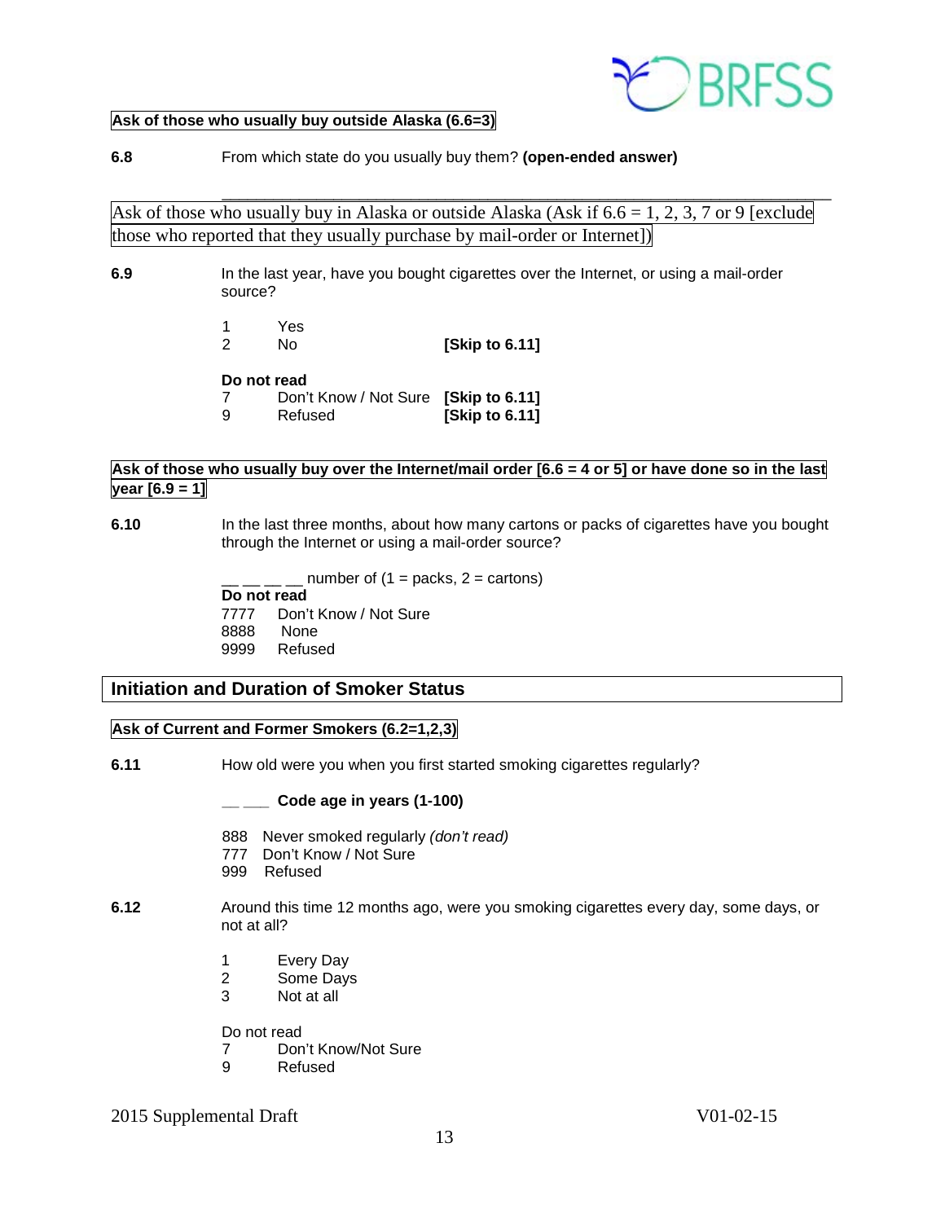**Ask of those who usually buy outside Alaska (6.6=3)**

**6.8** From which state do you usually buy them? **(open-ended answer)**

\_\_\_\_\_\_\_\_\_\_\_\_\_\_\_\_\_\_\_\_\_\_\_\_\_\_\_\_\_\_\_\_\_\_\_\_\_\_\_\_\_\_\_\_\_\_\_\_\_\_\_\_\_\_\_\_\_\_\_\_\_\_\_\_

Ask of those who usually buy in Alaska or outside Alaska (Ask if 6.6 = 1, 2, 3, 7 or 9 [exclude those who reported that they usually purchase by mail-order or Internet])

**6.9** In the last year, have you bought cigarettes over the Internet, or using a mail-order source?

1 Yes
2 No **[Skip to 6.11]**

**Do not read**
7 Don't Know / Not Sure **[Skip to 6.11]**
9 Refused **[Skip to 6.11]**

**Ask of those who usually buy over the Internet/mail order [6.6 = 4 or 5] or have done so in the last year [6.9 = 1]**

**6.10** In the last three months, about how many cartons or packs of cigarettes have you bought through the Internet or using a mail-order source?

\_\_ \_\_ \_\_ \_\_ number of (1 = packs, 2 = cartons)
**Do not read**
7777 Don't Know / Not Sure
8888 None
9999 Refused

## Initiation and Duration of Smoker Status

**Ask of Current and Former Smokers (6.2=1,2,3)**

**6.11** How old were you when you first started smoking cigarettes regularly?

\_\_ \_\_\_ **Code age in years (1-100)**

888 Never smoked regularly *(don't read)*
777 Don't Know / Not Sure
999 Refused

**6.12** Around this time 12 months ago, were you smoking cigarettes every day, some days, or not at all?

1 Every Day
2 Some Days
3 Not at all

Do not read
7 Don't Know/Not Sure
9 Refused

2015 Supplemental Draft V01-02-15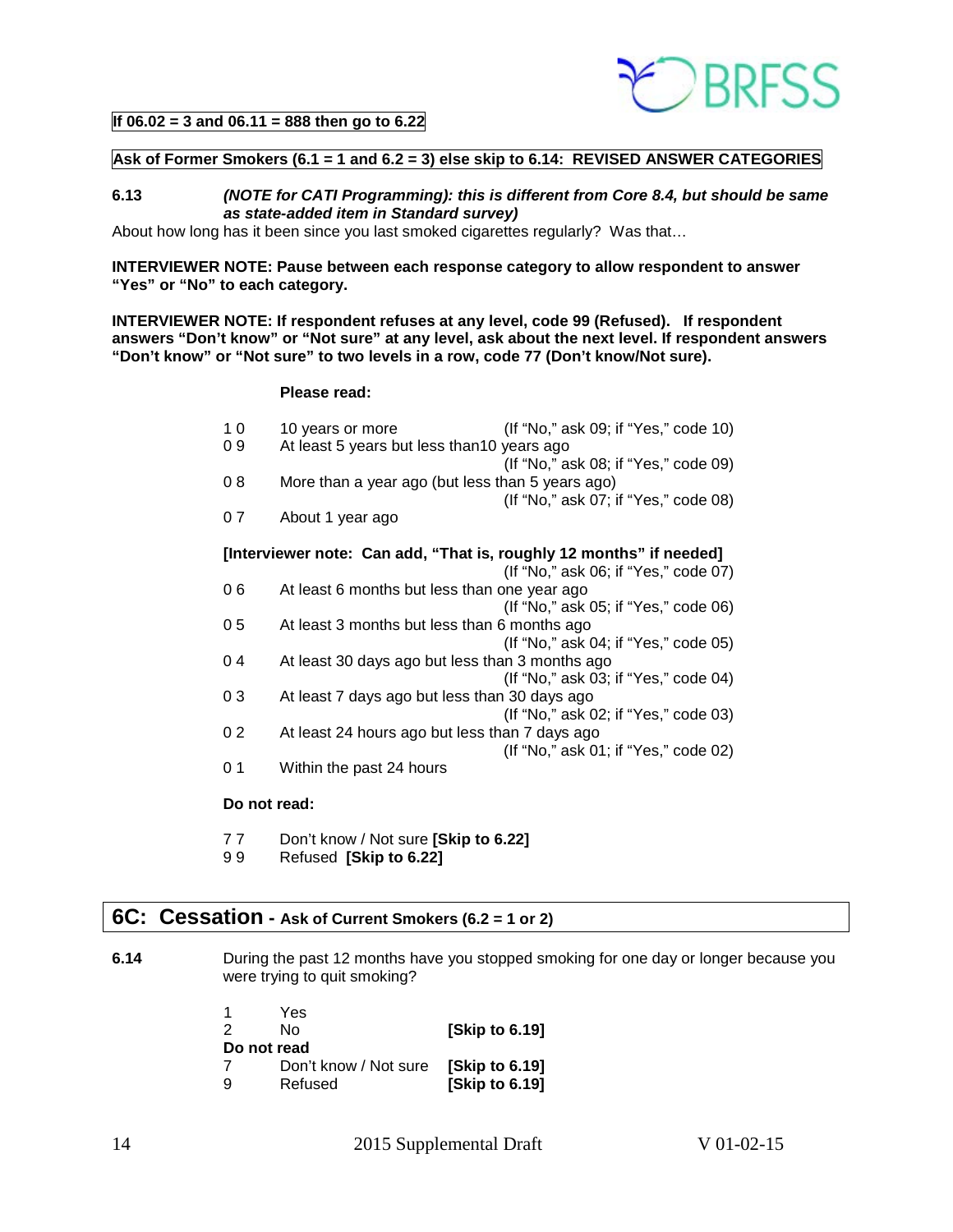**If 06.02 = 3 and 06.11 = 888 then go to 6.22**

**Ask of Former Smokers (6.1 = 1 and 6.2 = 3) else skip to 6.14: REVISED ANSWER CATEGORIES**

**6.13** ***(NOTE for CATI Programming): this is different from Core 8.4, but should be same as state-added item in Standard survey)***

About how long has it been since you last smoked cigarettes regularly? Was that…

**INTERVIEWER NOTE: Pause between each response category to allow respondent to answer "Yes" or "No" to each category.**

**INTERVIEWER NOTE: If respondent refuses at any level, code 99 (Refused). If respondent answers "Don't know" or "Not sure" at any level, ask about the next level. If respondent answers "Don't know" or "Not sure" to two levels in a row, code 77 (Don't know/Not sure).**

**Please read:**

1 0 10 years or more (If "No," ask 09; if "Yes," code 10)
0 9 At least 5 years but less than10 years ago
(If "No," ask 08; if "Yes," code 09)
0 8 More than a year ago (but less than 5 years ago)
(If "No," ask 07; if "Yes," code 08)
0 7 About 1 year ago

**[Interviewer note: Can add, "That is, roughly 12 months" if needed]**
(If "No," ask 06; if "Yes," code 07)
0 6 At least 6 months but less than one year ago
(If "No," ask 05; if "Yes," code 06)
0 5 At least 3 months but less than 6 months ago
(If "No," ask 04; if "Yes," code 05)
0 4 At least 30 days ago but less than 3 months ago
(If "No," ask 03; if "Yes," code 04)
0 3 At least 7 days ago but less than 30 days ago
(If "No," ask 02; if "Yes," code 03)
0 2 At least 24 hours ago but less than 7 days ago
(If "No," ask 01; if "Yes," code 02)
0 1 Within the past 24 hours

**Do not read:**

7 7 Don't know / Not sure **[Skip to 6.22]**
9 9 Refused **[Skip to 6.22]**

## 6C: Cessation - Ask of Current Smokers (6.2 = 1 or 2)

**6.14** During the past 12 months have you stopped smoking for one day or longer because you were trying to quit smoking?

1 Yes
2 No **[Skip to 6.19]**
**Do not read**
7 Don't know / Not sure **[Skip to 6.19]**
9 Refused **[Skip to 6.19]**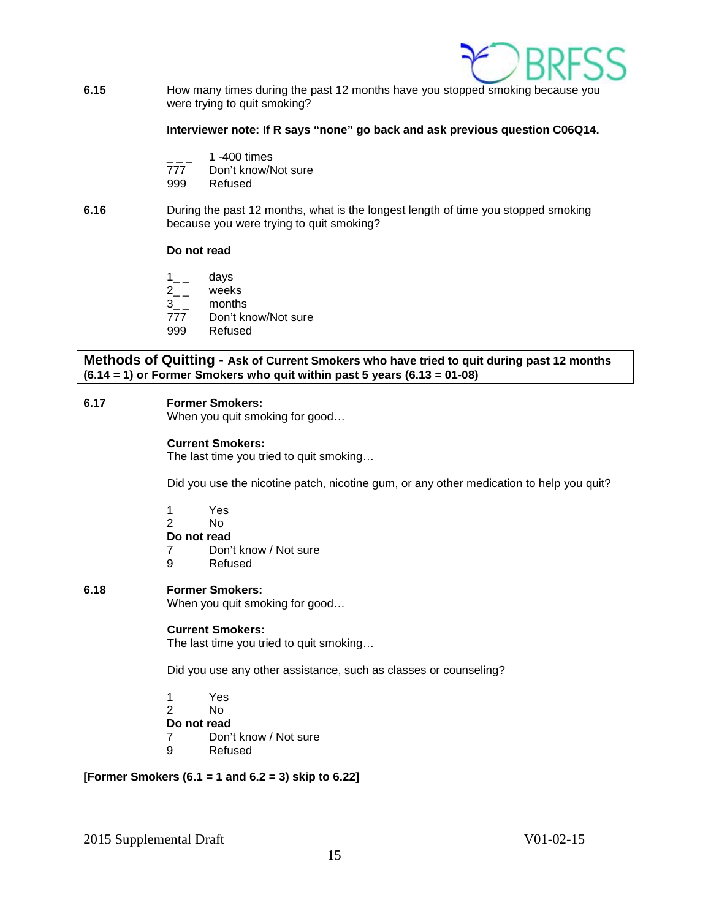**6.15** How many times during the past 12 months have you stopped smoking because you were trying to quit smoking?

**Interviewer note: If R says "none" go back and ask previous question C06Q14.**

_ _ _ 1 -400 times
777 Don't know/Not sure
999 Refused

**6.16** During the past 12 months, what is the longest length of time you stopped smoking because you were trying to quit smoking?

**Do not read**

1_ _ days
2_ _ weeks
3_ _ months
777 Don't know/Not sure
999 Refused

**Methods of Quitting - Ask of Current Smokers who have tried to quit during past 12 months (6.14 = 1) or Former Smokers who quit within past 5 years (6.13 = 01-08)**

**6.17** **Former Smokers:**
When you quit smoking for good…

**Current Smokers:**
The last time you tried to quit smoking…

Did you use the nicotine patch, nicotine gum, or any other medication to help you quit?

1 Yes
2 No
**Do not read**
7 Don't know / Not sure
9 Refused

**6.18** **Former Smokers:**
When you quit smoking for good…

**Current Smokers:**
The last time you tried to quit smoking…

Did you use any other assistance, such as classes or counseling?

1 Yes
2 No
**Do not read**
7 Don't know / Not sure
9 Refused

**[Former Smokers (6.1 = 1 and 6.2 = 3) skip to 6.22]**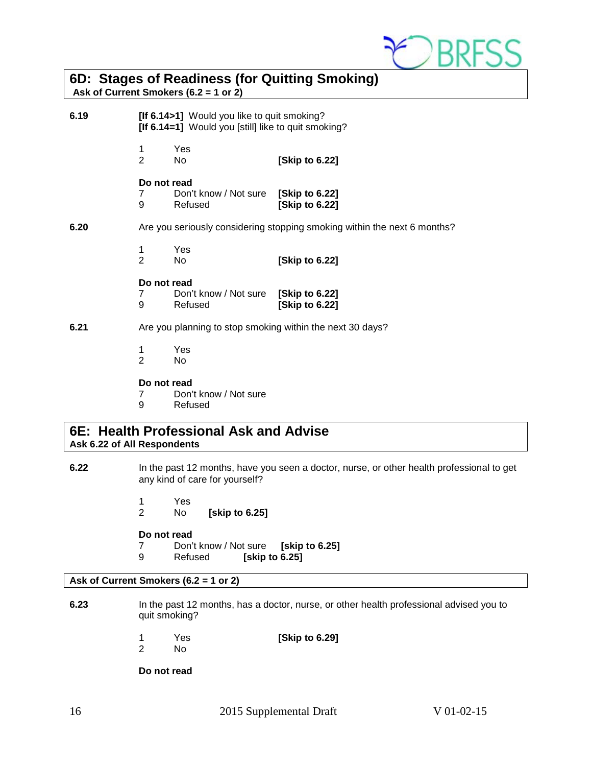## 6D: Stages of Readiness (for Quitting Smoking)

**Ask of Current Smokers (6.2 = 1 or 2)**

**6.19** **[If 6.14>1]** Would you like to quit smoking?
**[If 6.14=1]** Would you [still] like to quit smoking?

1 Yes
2 No **[Skip to 6.22]**

**Do not read**
7 Don't know / Not sure **[Skip to 6.22]**
9 Refused **[Skip to 6.22]**

**6.20** Are you seriously considering stopping smoking within the next 6 months?

1 Yes
2 No **[Skip to 6.22]**

**Do not read**
7 Don't know / Not sure **[Skip to 6.22]**
9 Refused **[Skip to 6.22]**

**6.21** Are you planning to stop smoking within the next 30 days?

1 Yes
2 No

**Do not read**
7 Don't know / Not sure
9 Refused

## 6E: Health Professional Ask and Advise

**Ask 6.22 of All Respondents**

**6.22** In the past 12 months, have you seen a doctor, nurse, or other health professional to get any kind of care for yourself?

1 Yes
2 No **[skip to 6.25]**

**Do not read**
7 Don't know / Not sure **[skip to 6.25]**
9 Refused **[skip to 6.25]**

**Ask of Current Smokers (6.2 = 1 or 2)**

**6.23** In the past 12 months, has a doctor, nurse, or other health professional advised you to quit smoking?

1 Yes **[Skip to 6.29]**
2 No

**Do not read**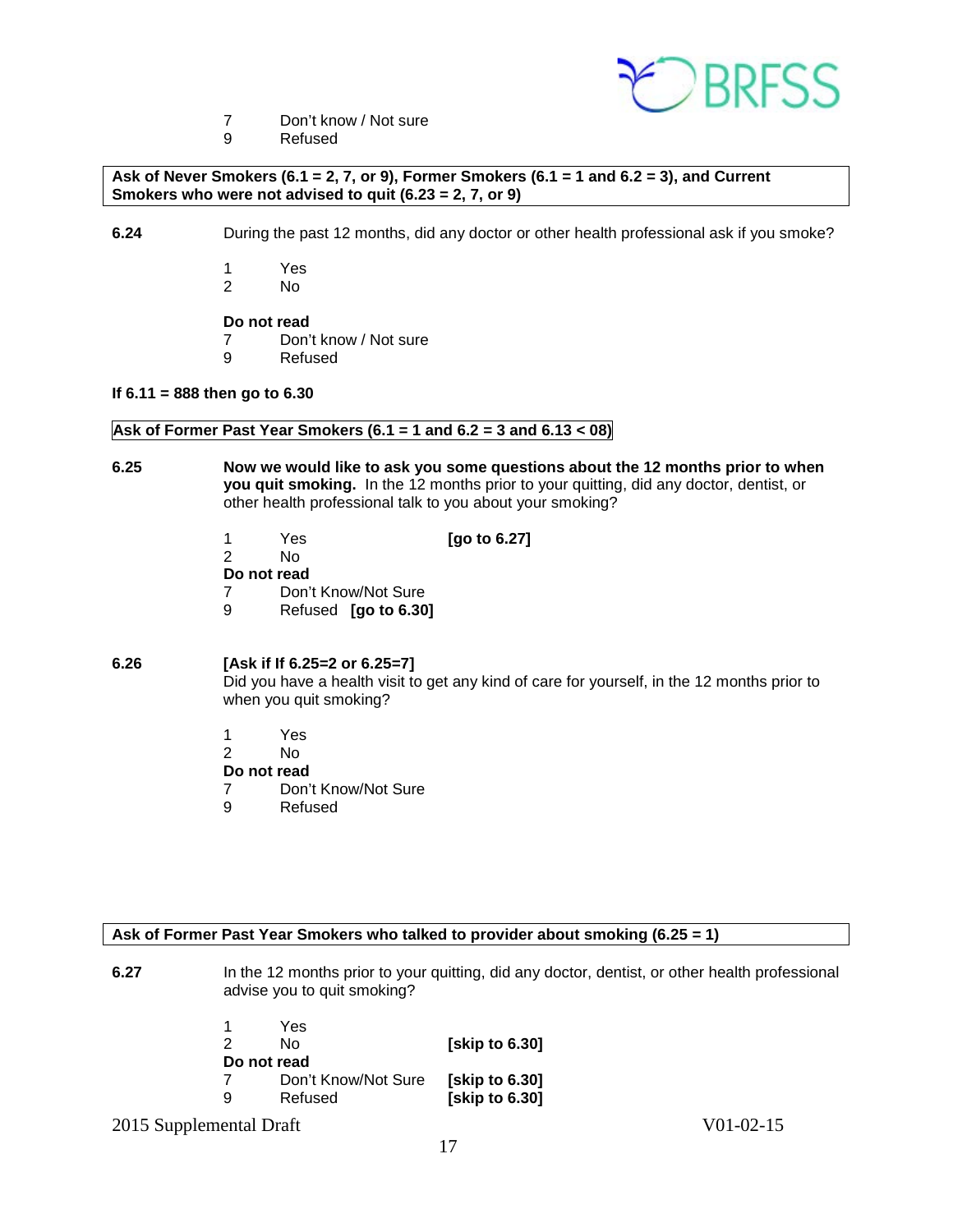7 Don't know / Not sure
9 Refused

**Ask of Never Smokers (6.1 = 2, 7, or 9), Former Smokers (6.1 = 1 and 6.2 = 3), and Current Smokers who were not advised to quit (6.23 = 2, 7, or 9)**

**6.24** During the past 12 months, did any doctor or other health professional ask if you smoke?

1 Yes
2 No

**Do not read**
7 Don't know / Not sure
9 Refused

**If 6.11 = 888 then go to 6.30**

**Ask of Former Past Year Smokers (6.1 = 1 and 6.2 = 3 and 6.13 < 08)**

**6.25** **Now we would like to ask you some questions about the 12 months prior to when you quit smoking.** In the 12 months prior to your quitting, did any doctor, dentist, or other health professional talk to you about your smoking?

1 Yes **[go to 6.27]**
2 No
**Do not read**
7 Don't Know/Not Sure
9 Refused **[go to 6.30]**

**6.26** **[Ask if If 6.25=2 or 6.25=7]**
Did you have a health visit to get any kind of care for yourself, in the 12 months prior to when you quit smoking?

1 Yes
2 No
**Do not read**
7 Don't Know/Not Sure
9 Refused

**Ask of Former Past Year Smokers who talked to provider about smoking (6.25 = 1)**

**6.27** In the 12 months prior to your quitting, did any doctor, dentist, or other health professional advise you to quit smoking?

1 Yes
2 No **[skip to 6.30]**
**Do not read**
7 Don't Know/Not Sure **[skip to 6.30]**
9 Refused **[skip to 6.30]**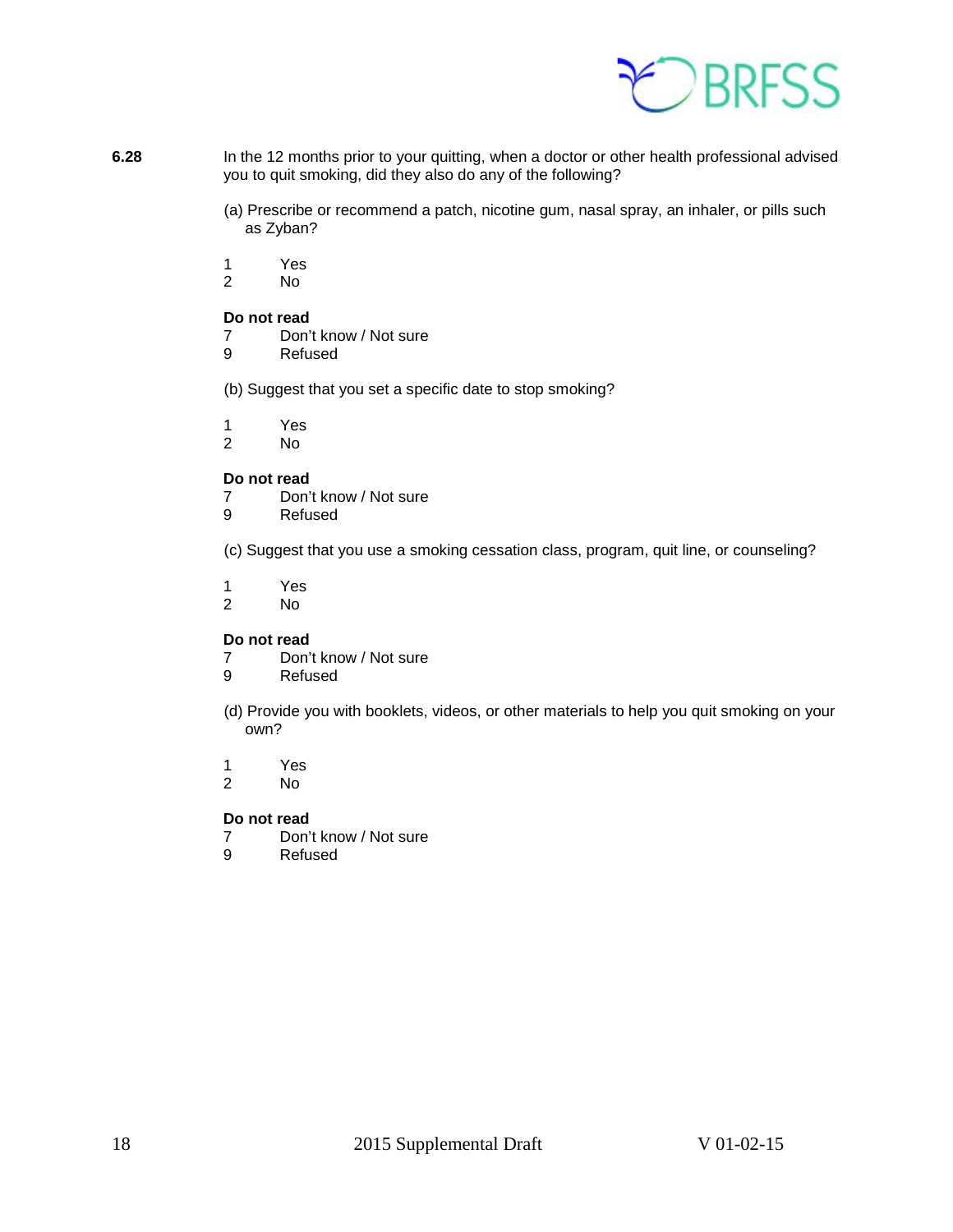**6.28** In the 12 months prior to your quitting, when a doctor or other health professional advised you to quit smoking, did they also do any of the following?

(a) Prescribe or recommend a patch, nicotine gum, nasal spray, an inhaler, or pills such as Zyban?

1 Yes
2 No

**Do not read**
7 Don't know / Not sure
9 Refused

(b) Suggest that you set a specific date to stop smoking?

1 Yes
2 No

**Do not read**
7 Don't know / Not sure
9 Refused

(c) Suggest that you use a smoking cessation class, program, quit line, or counseling?

1 Yes
2 No

**Do not read**
7 Don't know / Not sure
9 Refused

(d) Provide you with booklets, videos, or other materials to help you quit smoking on your own?

1 Yes
2 No

**Do not read**
7 Don't know / Not sure
9 Refused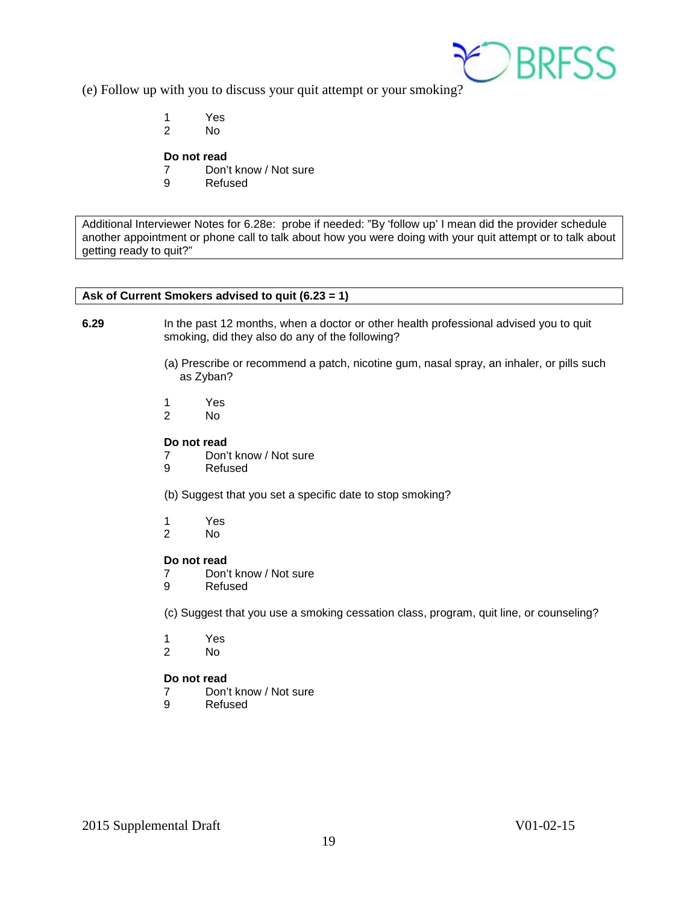(e) Follow up with you to discuss your quit attempt or your smoking?

1 Yes
2 No

**Do not read**
7 Don't know / Not sure
9 Refused

| Additional Interviewer Notes for 6.28e: probe if needed: "By 'follow up' I mean did the provider schedule another appointment or phone call to talk about how you were doing with your quit attempt or to talk about getting ready to quit?" |
|---|

| **Ask of Current Smokers advised to quit (6.23 = 1)** |
|---|

**6.29** In the past 12 months, when a doctor or other health professional advised you to quit smoking, did they also do any of the following?

(a) Prescribe or recommend a patch, nicotine gum, nasal spray, an inhaler, or pills such as Zyban?

1 Yes
2 No

**Do not read**
7 Don't know / Not sure
9 Refused

(b) Suggest that you set a specific date to stop smoking?

1 Yes
2 No

**Do not read**
7 Don't know / Not sure
9 Refused

(c) Suggest that you use a smoking cessation class, program, quit line, or counseling?

1 Yes
2 No

**Do not read**
7 Don't know / Not sure
9 Refused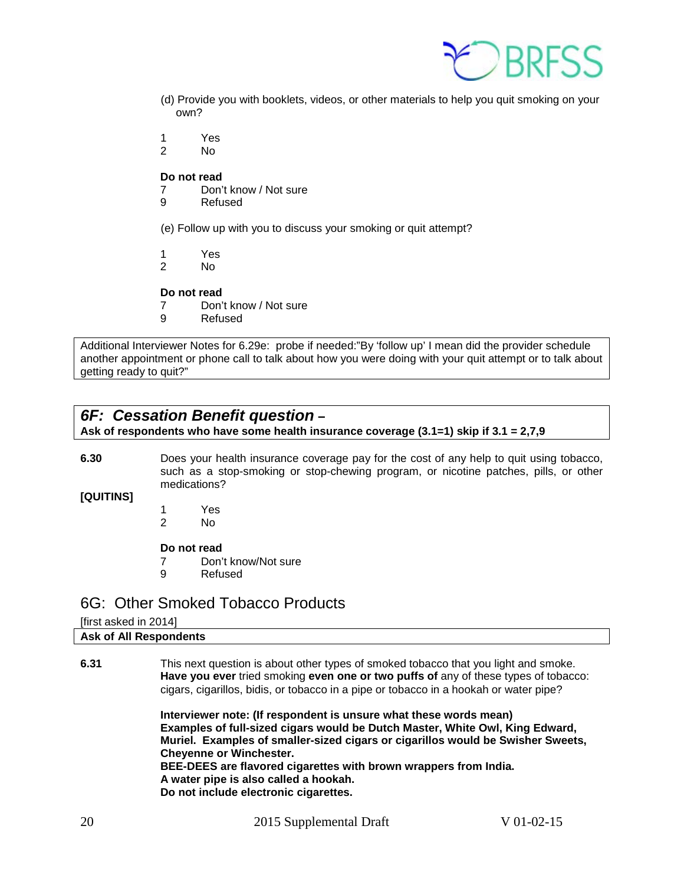(d) Provide you with booklets, videos, or other materials to help you quit smoking on your own?

1 Yes
2 No

**Do not read**
7 Don't know / Not sure
9 Refused

(e) Follow up with you to discuss your smoking or quit attempt?

1 Yes
2 No

**Do not read**
7 Don't know / Not sure
9 Refused

Additional Interviewer Notes for 6.29e: probe if needed:"By 'follow up' I mean did the provider schedule another appointment or phone call to talk about how you were doing with your quit attempt or to talk about getting ready to quit?"

## *6F: Cessation Benefit question* –

**Ask of respondents who have some health insurance coverage (3.1=1) skip if 3.1 = 2,7,9**

**6.30** Does your health insurance coverage pay for the cost of any help to quit using tobacco, such as a stop-smoking or stop-chewing program, or nicotine patches, pills, or other medications?

**[QUITINS]**

1 Yes
2 No

**Do not read**
7 Don't know/Not sure
9 Refused

## 6G: Other Smoked Tobacco Products

[first asked in 2014]

**Ask of All Respondents**

**6.31** This next question is about other types of smoked tobacco that you light and smoke. **Have you ever** tried smoking **even one or two puffs of** any of these types of tobacco: cigars, cigarillos, bidis, or tobacco in a pipe or tobacco in a hookah or water pipe?

**Interviewer note: (If respondent is unsure what these words mean)**
**Examples of full-sized cigars would be Dutch Master, White Owl, King Edward, Muriel. Examples of smaller-sized cigars or cigarillos would be Swisher Sweets, Cheyenne or Winchester.**
**BEE-DEES are flavored cigarettes with brown wrappers from India.**
**A water pipe is also called a hookah.**
**Do not include electronic cigarettes.**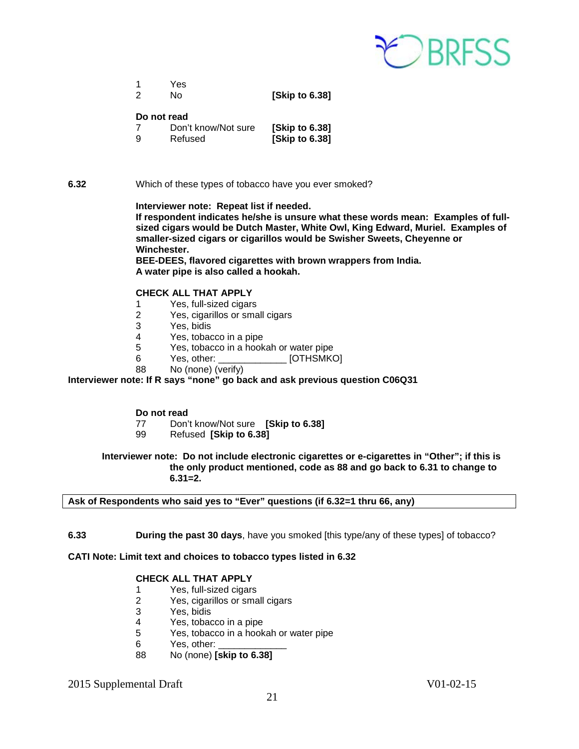1 Yes
2 No **[Skip to 6.38]**

**Do not read**
7 Don't know/Not sure **[Skip to 6.38]**
9 Refused **[Skip to 6.38]**

**6.32** Which of these types of tobacco have you ever smoked?

**Interviewer note: Repeat list if needed.**
**If respondent indicates he/she is unsure what these words mean: Examples of full-sized cigars would be Dutch Master, White Owl, King Edward, Muriel. Examples of smaller-sized cigars or cigarillos would be Swisher Sweets, Cheyenne or Winchester.**
**BEE-DEES, flavored cigarettes with brown wrappers from India.**
**A water pipe is also called a hookah.**

**CHECK ALL THAT APPLY**
1 Yes, full-sized cigars
2 Yes, cigarillos or small cigars
3 Yes, bidis
4 Yes, tobacco in a pipe
5 Yes, tobacco in a hookah or water pipe
6 Yes, other: _____________ [OTHSMKO]
88 No (none) (verify)

**Interviewer note: If R says "none" go back and ask previous question C06Q31**

**Do not read**
77 Don't know/Not sure **[Skip to 6.38]**
99 Refused **[Skip to 6.38]**

**Interviewer note: Do not include electronic cigarettes or e-cigarettes in "Other"; if this is the only product mentioned, code as 88 and go back to 6.31 to change to 6.31=2.**

| Ask of Respondents who said yes to "Ever" questions (if 6.32=1 thru 66, any) |
|---|

**6.33** **During the past 30 days**, have you smoked [this type/any of these types] of tobacco?

**CATI Note: Limit text and choices to tobacco types listed in 6.32**

**CHECK ALL THAT APPLY**
1 Yes, full-sized cigars
2 Yes, cigarillos or small cigars
3 Yes, bidis
4 Yes, tobacco in a pipe
5 Yes, tobacco in a hookah or water pipe
6 Yes, other: _____________
88 No (none) **[skip to 6.38]**

2015 Supplemental Draft V01-02-15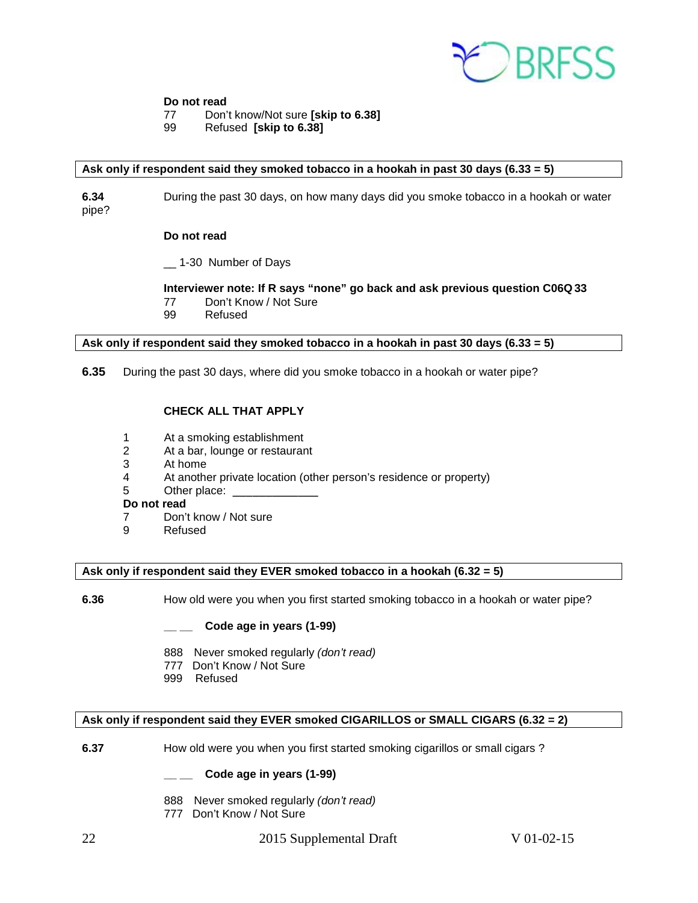**Do not read**

77 Don't know/Not sure **[skip to 6.38]**
99 Refused **[skip to 6.38]**

**Ask only if respondent said they smoked tobacco in a hookah in past 30 days (6.33 = 5)**

**6.34** During the past 30 days, on how many days did you smoke tobacco in a hookah or water pipe?

**Do not read**

__ 1-30 Number of Days

**Interviewer note: If R says "none" go back and ask previous question C06Q 33**

77 Don't Know / Not Sure
99 Refused

**Ask only if respondent said they smoked tobacco in a hookah in past 30 days (6.33 = 5)**

**6.35** During the past 30 days, where did you smoke tobacco in a hookah or water pipe?

**CHECK ALL THAT APPLY**

1 At a smoking establishment
2 At a bar, lounge or restaurant
3 At home
4 At another private location (other person's residence or property)
5 Other place: _____________

**Do not read**

7 Don't know / Not sure
9 Refused

**Ask only if respondent said they EVER smoked tobacco in a hookah (6.32 = 5)**

**6.36** How old were you when you first started smoking tobacco in a hookah or water pipe?

__ __ **Code age in years (1-99)**

888 Never smoked regularly *(don't read)*
777 Don't Know / Not Sure
999 Refused

**Ask only if respondent said they EVER smoked CIGARILLOS or SMALL CIGARS (6.32 = 2)**

**6.37** How old were you when you first started smoking cigarillos or small cigars ?

__ __ **Code age in years (1-99)**

888 Never smoked regularly *(don't read)*
777 Don't Know / Not Sure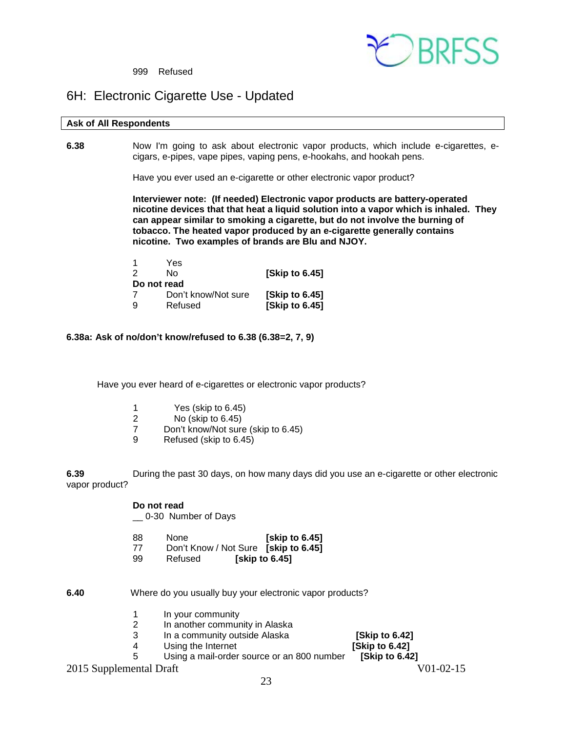999 Refused

## 6H: Electronic Cigarette Use - Updated

| Ask of All Respondents |
|---|

**6.38** Now I'm going to ask about electronic vapor products, which include e-cigarettes, e-cigars, e-pipes, vape pipes, vaping pens, e-hookahs, and hookah pens.

Have you ever used an e-cigarette or other electronic vapor product?

**Interviewer note: (If needed) Electronic vapor products are battery-operated nicotine devices that that heat a liquid solution into a vapor which is inhaled. They can appear similar to smoking a cigarette, but do not involve the burning of tobacco. The heated vapor produced by an e-cigarette generally contains nicotine. Two examples of brands are Blu and NJOY.**

1 Yes
2 No **[Skip to 6.45]**
**Do not read**
7 Don't know/Not sure **[Skip to 6.45]**
9 Refused **[Skip to 6.45]**

**6.38a: Ask of no/don't know/refused to 6.38 (6.38=2, 7, 9)**

Have you ever heard of e-cigarettes or electronic vapor products?

1 Yes (skip to 6.45)
2 No (skip to 6.45)
7 Don't know/Not sure (skip to 6.45)
9 Refused (skip to 6.45)

**6.39** During the past 30 days, on how many days did you use an e-cigarette or other electronic vapor product?

**Do not read**
__ 0-30 Number of Days

88 None **[skip to 6.45]**
77 Don't Know / Not Sure **[skip to 6.45]**
99 Refused **[skip to 6.45]**

**6.40** Where do you usually buy your electronic vapor products?

1 In your community
2 In another community in Alaska
3 In a community outside Alaska **[Skip to 6.42]**
4 Using the Internet **[Skip to 6.42]**
5 Using a mail-order source or an 800 number **[Skip to 6.42]**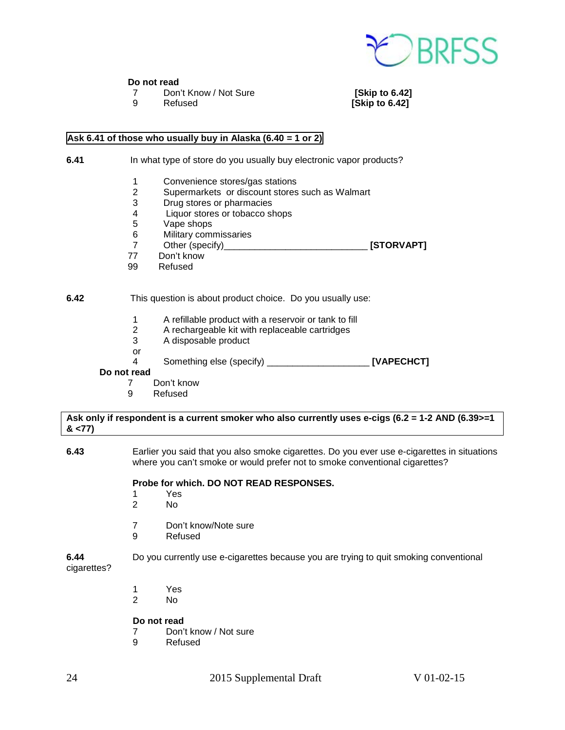**Do not read**

7 Don't Know / Not Sure **[Skip to 6.42]**
9 Refused **[Skip to 6.42]**

**Ask 6.41 of those who usually buy in Alaska (6.40 = 1 or 2)**

**6.41** In what type of store do you usually buy electronic vapor products?

1 Convenience stores/gas stations
2 Supermarkets or discount stores such as Walmart
3 Drug stores or pharmacies
4 Liquor stores or tobacco shops
5 Vape shops
6 Military commissaries
7 Other (specify)____________________________ **[STORVAPT]**
77 Don't know
99 Refused

**6.42** This question is about product choice. Do you usually use:

1 A refillable product with a reservoir or tank to fill
2 A rechargeable kit with replaceable cartridges
3 A disposable product
or
4 Something else (specify) ____________________ **[VAPECHCT]**

**Do not read**

7 Don't know
9 Refused

**Ask only if respondent is a current smoker who also currently uses e-cigs (6.2 = 1-2 AND (6.39>=1 & <77)**

**6.43** Earlier you said that you also smoke cigarettes. Do you ever use e-cigarettes in situations where you can't smoke or would prefer not to smoke conventional cigarettes?

**Probe for which. DO NOT READ RESPONSES.**

1 Yes
2 No

7 Don't know/Note sure
9 Refused

**6.44** Do you currently use e-cigarettes because you are trying to quit smoking conventional cigarettes?

1 Yes
2 No

**Do not read**

7 Don't know / Not sure
9 Refused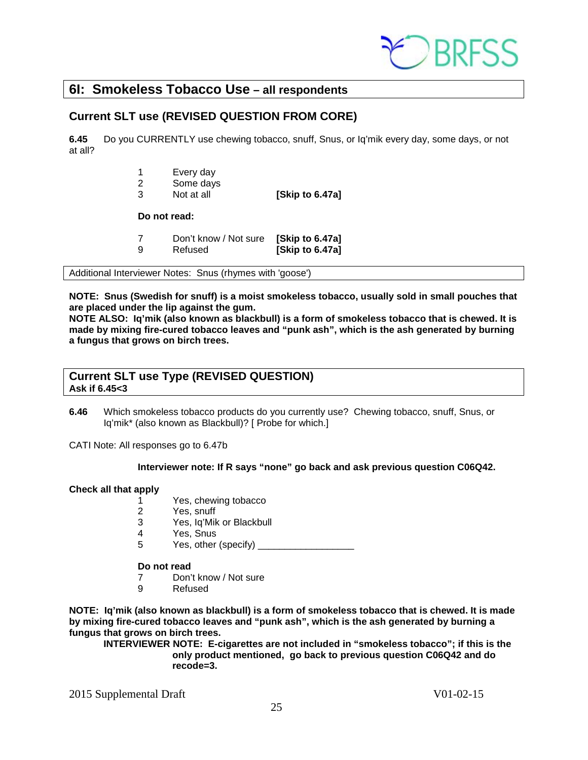## 6I: Smokeless Tobacco Use – all respondents

### Current SLT use (REVISED QUESTION FROM CORE)

**6.45** Do you CURRENTLY use chewing tobacco, snuff, Snus, or Iq'mik every day, some days, or not at all?

| | | |
|---|---|---|
| 1 | Every day | |
| 2 | Some days | |
| 3 | Not at all | **[Skip to 6.47a]** |

**Do not read:**

| | | |
|---|---|---|
| 7 | Don't know / Not sure | **[Skip to 6.47a]** |
| 9 | Refused | **[Skip to 6.47a]** |

Additional Interviewer Notes: Snus (rhymes with 'goose')

**NOTE: Snus (Swedish for snuff) is a moist smokeless tobacco, usually sold in small pouches that are placed under the lip against the gum.**
**NOTE ALSO: Iq'mik (also known as blackbull) is a form of smokeless tobacco that is chewed. It is made by mixing fire-cured tobacco leaves and "punk ash", which is the ash generated by burning a fungus that grows on birch trees.**

### Current SLT use Type (REVISED QUESTION)
**Ask if 6.45<3**

**6.46** Which smokeless tobacco products do you currently use? Chewing tobacco, snuff, Snus, or Iq'mik* (also known as Blackbull)? [ Probe for which.]

CATI Note: All responses go to 6.47b

**Interviewer note: If R says "none" go back and ask previous question C06Q42.**

**Check all that apply**

1 Yes, chewing tobacco
2 Yes, snuff
3 Yes, Iq'Mik or Blackbull
4 Yes, Snus
5 Yes, other (specify) ___________________

**Do not read**

7 Don't know / Not sure
9 Refused

**NOTE: Iq'mik (also known as blackbull) is a form of smokeless tobacco that is chewed. It is made by mixing fire-cured tobacco leaves and "punk ash", which is the ash generated by burning a fungus that grows on birch trees.**

**INTERVIEWER NOTE: E-cigarettes are not included in "smokeless tobacco"; if this is the only product mentioned, go back to previous question C06Q42 and do recode=3.**

2015 Supplemental Draft V01-02-15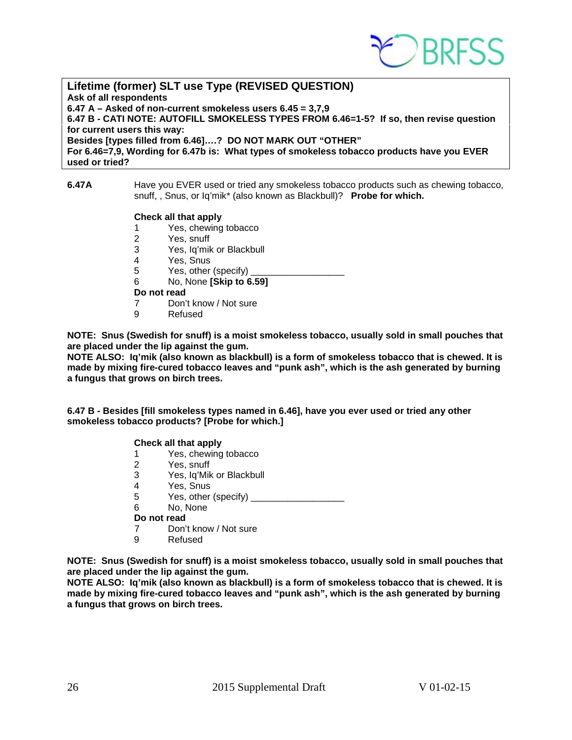**Lifetime (former) SLT use Type (REVISED QUESTION)**
**Ask of all respondents**
**6.47 A – Asked of non-current smokeless users 6.45 = 3,7,9**
**6.47 B - CATI NOTE: AUTOFILL SMOKELESS TYPES FROM 6.46=1-5? If so, then revise question for current users this way:**
**Besides [types filled from 6.46]….? DO NOT MARK OUT "OTHER"**
**For 6.46=7,9, Wording for 6.47b is: What types of smokeless tobacco products have you EVER used or tried?**

**6.47A** Have you EVER used or tried any smokeless tobacco products such as chewing tobacco, snuff, , Snus, or Iq'mik* (also known as Blackbull)? **Probe for which.**

**Check all that apply**

1 Yes, chewing tobacco
2 Yes, snuff
3 Yes, Iq'mik or Blackbull
4 Yes, Snus
5 Yes, other (specify) __________________
6 No, None **[Skip to 6.59]**

**Do not read**

7 Don't know / Not sure
9 Refused

**NOTE: Snus (Swedish for snuff) is a moist smokeless tobacco, usually sold in small pouches that are placed under the lip against the gum.**
**NOTE ALSO: Iq'mik (also known as blackbull) is a form of smokeless tobacco that is chewed. It is made by mixing fire-cured tobacco leaves and "punk ash", which is the ash generated by burning a fungus that grows on birch trees.**

**6.47 B - Besides [fill smokeless types named in 6.46], have you ever used or tried any other smokeless tobacco products? [Probe for which.]**

**Check all that apply**

1 Yes, chewing tobacco
2 Yes, snuff
3 Yes, Iq'Mik or Blackbull
4 Yes, Snus
5 Yes, other (specify) __________________
6 No, None

**Do not read**

7 Don't know / Not sure
9 Refused

**NOTE: Snus (Swedish for snuff) is a moist smokeless tobacco, usually sold in small pouches that are placed under the lip against the gum.**
**NOTE ALSO: Iq'mik (also known as blackbull) is a form of smokeless tobacco that is chewed. It is made by mixing fire-cured tobacco leaves and "punk ash", which is the ash generated by burning a fungus that grows on birch trees.**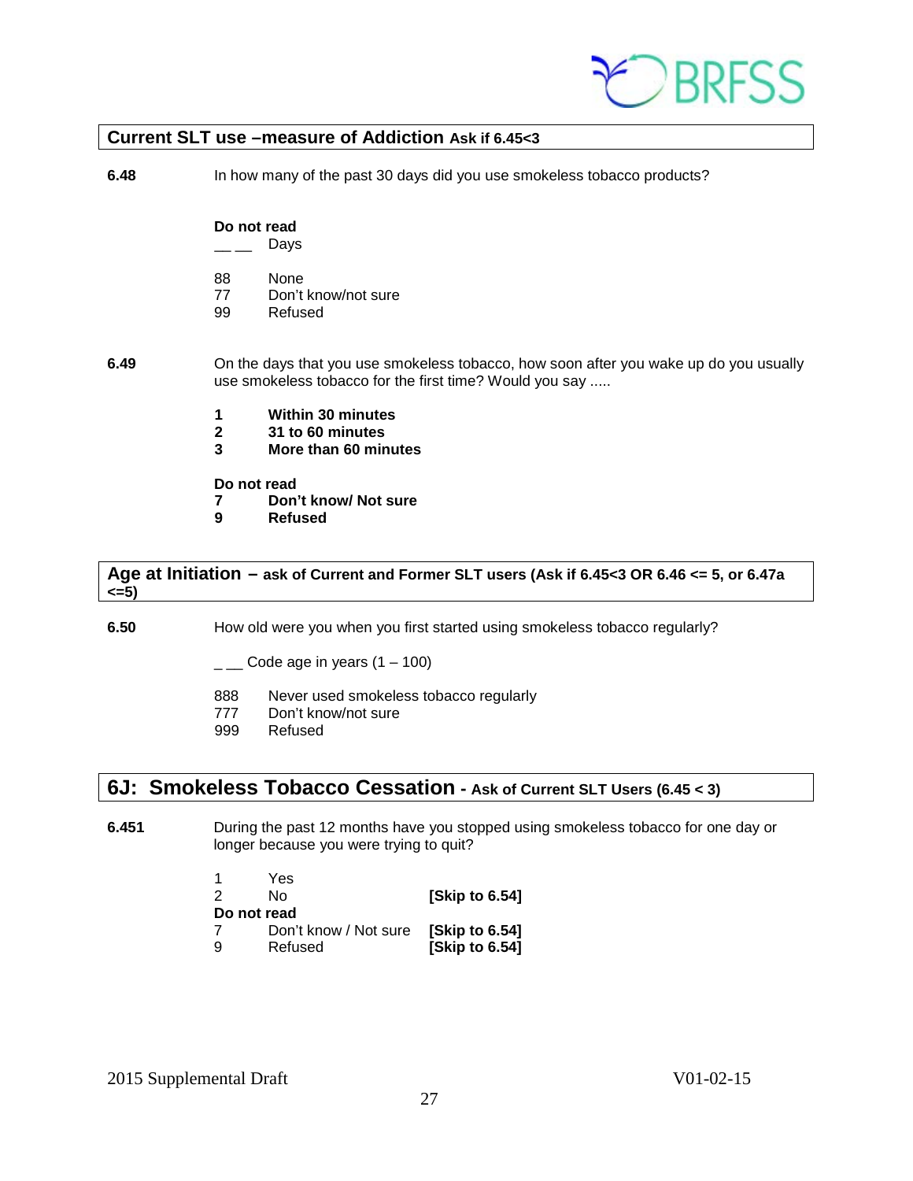## Current SLT use –measure of Addiction Ask if 6.45<3

**6.48** In how many of the past 30 days did you use smokeless tobacco products?

**Do not read**

__ __ Days

88 None
77 Don't know/not sure
99 Refused

**6.49** On the days that you use smokeless tobacco, how soon after you wake up do you usually use smokeless tobacco for the first time? Would you say .....

**1 Within 30 minutes**
**2 31 to 60 minutes**
**3 More than 60 minutes**

**Do not read**
**7 Don't know/ Not sure**
**9 Refused**

## Age at Initiation – ask of Current and Former SLT users (Ask if 6.45<3 OR 6.46 <= 5, or 6.47a <=5)

**6.50** How old were you when you first started using smokeless tobacco regularly?

_ __ Code age in years (1 – 100)

888 Never used smokeless tobacco regularly
777 Don't know/not sure
999 Refused

## 6J: Smokeless Tobacco Cessation - Ask of Current SLT Users (6.45 < 3)

**6.451** During the past 12 months have you stopped using smokeless tobacco for one day or longer because you were trying to quit?

1 Yes
2 No **[Skip to 6.54]**
**Do not read**
7 Don't know / Not sure **[Skip to 6.54]**
9 Refused **[Skip to 6.54]**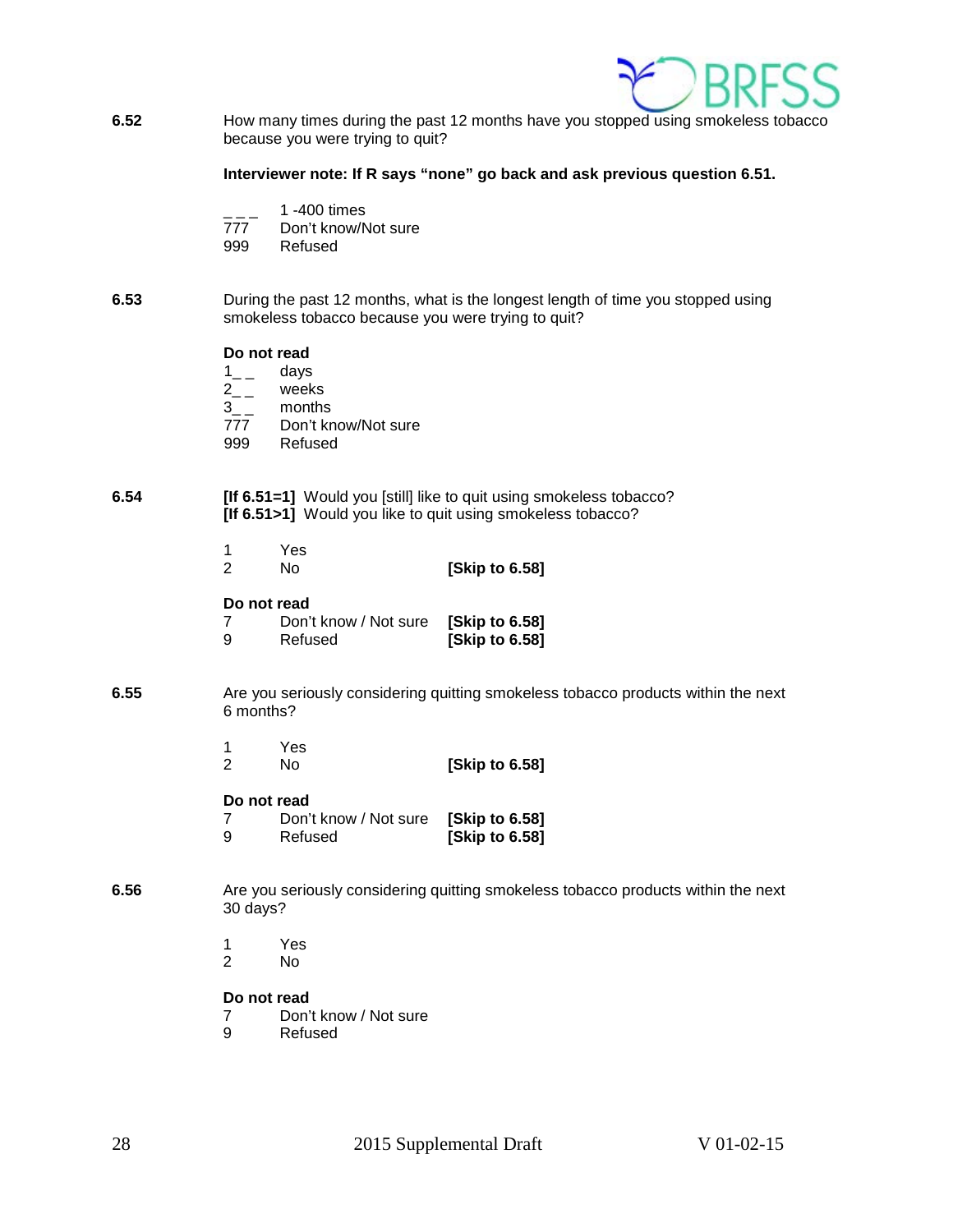**6.52** How many times during the past 12 months have you stopped using smokeless tobacco because you were trying to quit?

**Interviewer note: If R says "none" go back and ask previous question 6.51.**

_ _ _ 1 -400 times
777 Don't know/Not sure
999 Refused

**6.53** During the past 12 months, what is the longest length of time you stopped using smokeless tobacco because you were trying to quit?

**Do not read**
1_ _ days
2_ _ weeks
3_ _ months
777 Don't know/Not sure
999 Refused

**6.54** **[If 6.51=1]** Would you [still] like to quit using smokeless tobacco?
**[If 6.51>1]** Would you like to quit using smokeless tobacco?

1 Yes
2 No **[Skip to 6.58]**

**Do not read**
7 Don't know / Not sure **[Skip to 6.58]**
9 Refused **[Skip to 6.58]**

**6.55** Are you seriously considering quitting smokeless tobacco products within the next 6 months?

1 Yes
2 No **[Skip to 6.58]**

**Do not read**
7 Don't know / Not sure **[Skip to 6.58]**
9 Refused **[Skip to 6.58]**

**6.56** Are you seriously considering quitting smokeless tobacco products within the next 30 days?

1 Yes
2 No

**Do not read**
7 Don't know / Not sure
9 Refused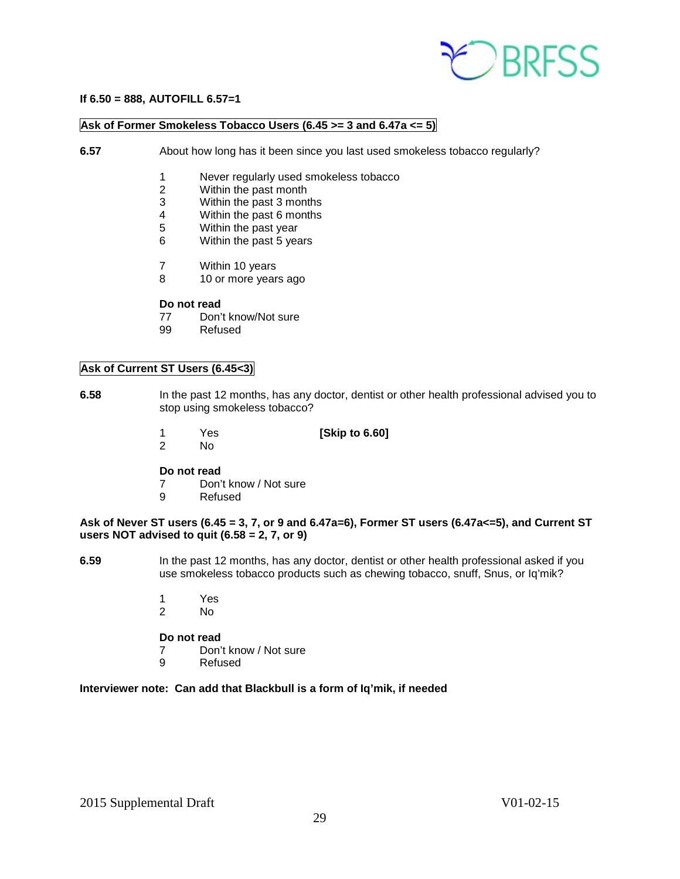**If 6.50 = 888, AUTOFILL 6.57=1**

**Ask of Former Smokeless Tobacco Users (6.45 >= 3 and 6.47a <= 5)**

**6.57** About how long has it been since you last used smokeless tobacco regularly?

1 Never regularly used smokeless tobacco
2 Within the past month
3 Within the past 3 months
4 Within the past 6 months
5 Within the past year
6 Within the past 5 years

7 Within 10 years
8 10 or more years ago

**Do not read**
77 Don't know/Not sure
99 Refused

**Ask of Current ST Users (6.45<3)**

**6.58** In the past 12 months, has any doctor, dentist or other health professional advised you to stop using smokeless tobacco?

1 Yes **[Skip to 6.60]**
2 No

**Do not read**
7 Don't know / Not sure
9 Refused

**Ask of Never ST users (6.45 = 3, 7, or 9 and 6.47a=6), Former ST users (6.47a<=5), and Current ST users NOT advised to quit (6.58 = 2, 7, or 9)**

**6.59** In the past 12 months, has any doctor, dentist or other health professional asked if you use smokeless tobacco products such as chewing tobacco, snuff, Snus, or Iq'mik?

1 Yes
2 No

**Do not read**
7 Don't know / Not sure
9 Refused

**Interviewer note: Can add that Blackbull is a form of Iq'mik, if needed**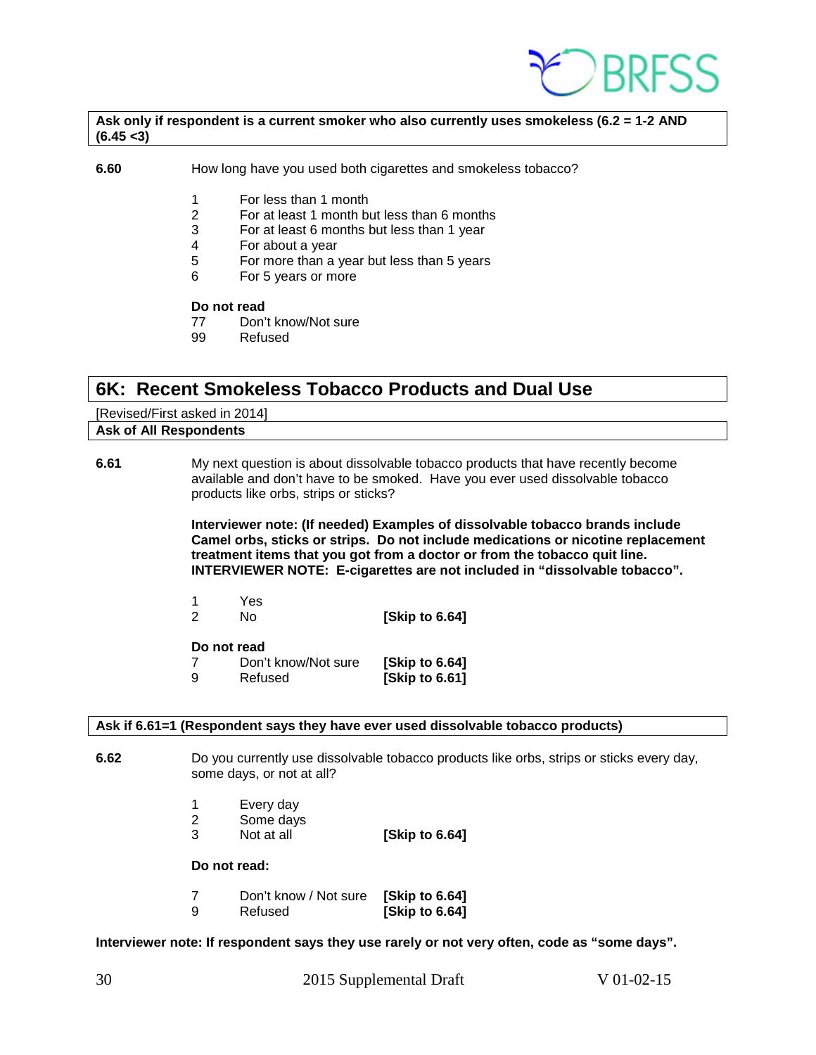**Ask only if respondent is a current smoker who also currently uses smokeless (6.2 = 1-2 AND (6.45 <3)**

**6.60** How long have you used both cigarettes and smokeless tobacco?

1 For less than 1 month
2 For at least 1 month but less than 6 months
3 For at least 6 months but less than 1 year
4 For about a year
5 For more than a year but less than 5 years
6 For 5 years or more

**Do not read**
77 Don't know/Not sure
99 Refused

## 6K: Recent Smokeless Tobacco Products and Dual Use

[Revised/First asked in 2014]

**Ask of All Respondents**

**6.61** My next question is about dissolvable tobacco products that have recently become available and don't have to be smoked. Have you ever used dissolvable tobacco products like orbs, strips or sticks?

**Interviewer note: (If needed) Examples of dissolvable tobacco brands include Camel orbs, sticks or strips. Do not include medications or nicotine replacement treatment items that you got from a doctor or from the tobacco quit line. INTERVIEWER NOTE: E-cigarettes are not included in "dissolvable tobacco".**

1 Yes
2 No **[Skip to 6.64]**

**Do not read**
7 Don't know/Not sure **[Skip to 6.64]**
9 Refused **[Skip to 6.61]**

**Ask if 6.61=1 (Respondent says they have ever used dissolvable tobacco products)**

**6.62** Do you currently use dissolvable tobacco products like orbs, strips or sticks every day, some days, or not at all?

1 Every day
2 Some days
3 Not at all **[Skip to 6.64]**

**Do not read:**

7 Don't know / Not sure **[Skip to 6.64]**
9 Refused **[Skip to 6.64]**

**Interviewer note: If respondent says they use rarely or not very often, code as "some days".**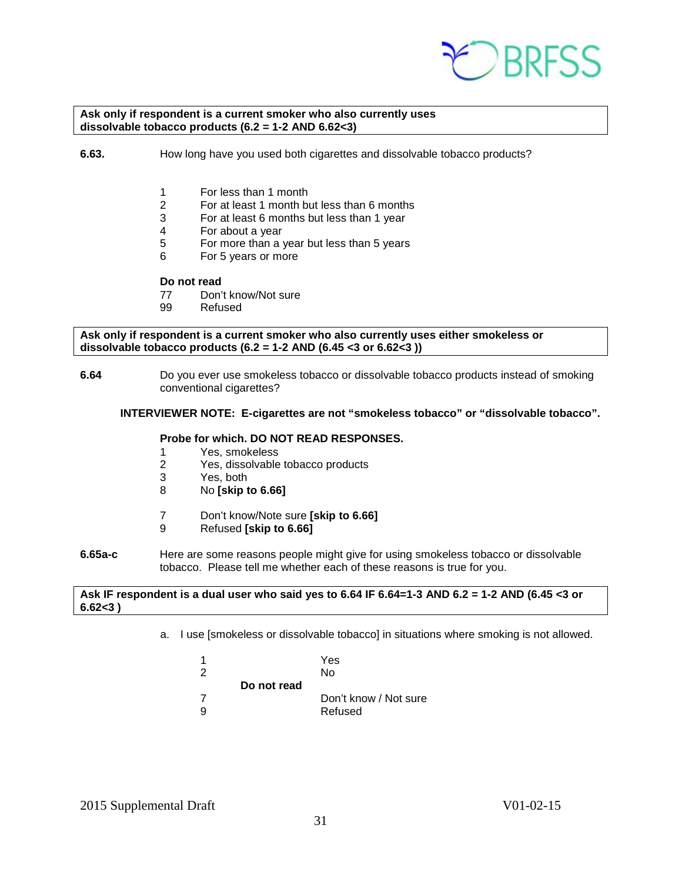**Ask only if respondent is a current smoker who also currently uses dissolvable tobacco products (6.2 = 1-2 AND 6.62<3)**

**6.63.** How long have you used both cigarettes and dissolvable tobacco products?

1 For less than 1 month
2 For at least 1 month but less than 6 months
3 For at least 6 months but less than 1 year
4 For about a year
5 For more than a year but less than 5 years
6 For 5 years or more

**Do not read**
77 Don't know/Not sure
99 Refused

**Ask only if respondent is a current smoker who also currently uses either smokeless or dissolvable tobacco products (6.2 = 1-2 AND (6.45 <3 or 6.62<3 ))**

**6.64** Do you ever use smokeless tobacco or dissolvable tobacco products instead of smoking conventional cigarettes?

**INTERVIEWER NOTE: E-cigarettes are not "smokeless tobacco" or "dissolvable tobacco".**

**Probe for which. DO NOT READ RESPONSES.**
1 Yes, smokeless
2 Yes, dissolvable tobacco products
3 Yes, both
8 No **[skip to 6.66]**

7 Don't know/Note sure **[skip to 6.66]**
9 Refused **[skip to 6.66]**

**6.65a-c** Here are some reasons people might give for using smokeless tobacco or dissolvable tobacco. Please tell me whether each of these reasons is true for you.

**Ask IF respondent is a dual user who said yes to 6.64 IF 6.64=1-3 AND 6.2 = 1-2 AND (6.45 <3 or 6.62<3 )**

a. I use [smokeless or dissolvable tobacco] in situations where smoking is not allowed.

1 Yes
2 No
**Do not read**
7 Don't know / Not sure
9 Refused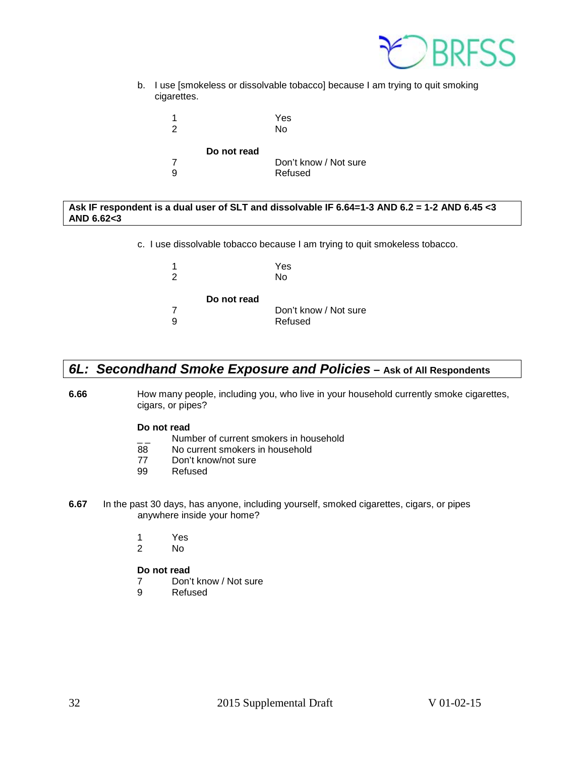b. I use [smokeless or dissolvable tobacco] because I am trying to quit smoking cigarettes.

1 Yes
2 No

**Do not read**
7 Don't know / Not sure
9 Refused

**Ask IF respondent is a dual user of SLT and dissolvable IF 6.64=1-3 AND 6.2 = 1-2 AND 6.45 <3 AND 6.62<3**

c. I use dissolvable tobacco because I am trying to quit smokeless tobacco.

1 Yes
2 No

**Do not read**
7 Don't know / Not sure
9 Refused

## *6L: Secondhand Smoke Exposure and Policies* – Ask of All Respondents

**6.66** How many people, including you, who live in your household currently smoke cigarettes, cigars, or pipes?

**Do not read**
_ _ Number of current smokers in household
88 No current smokers in household
77 Don't know/not sure
99 Refused

**6.67** In the past 30 days, has anyone, including yourself, smoked cigarettes, cigars, or pipes anywhere inside your home?

1 Yes
2 No

**Do not read**
7 Don't know / Not sure
9 Refused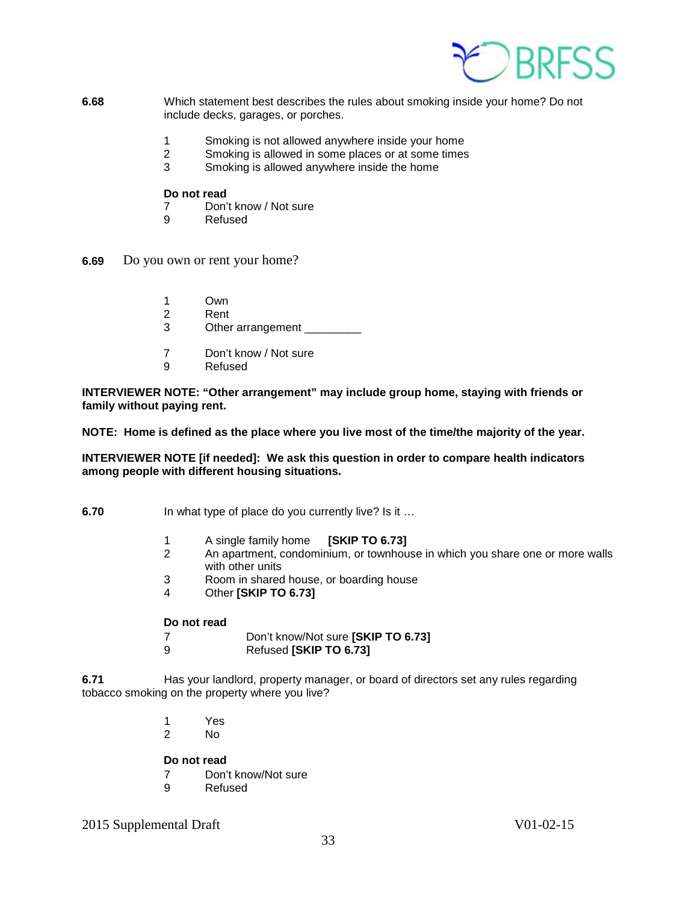**6.68** Which statement best describes the rules about smoking inside your home? Do not include decks, garages, or porches.

1 Smoking is not allowed anywhere inside your home
2 Smoking is allowed in some places or at some times
3 Smoking is allowed anywhere inside the home

**Do not read**
7 Don't know / Not sure
9 Refused

**6.69** Do you own or rent your home?

1 Own
2 Rent
3 Other arrangement _________

7 Don't know / Not sure
9 Refused

**INTERVIEWER NOTE: "Other arrangement" may include group home, staying with friends or family without paying rent.**

**NOTE: Home is defined as the place where you live most of the time/the majority of the year.**

**INTERVIEWER NOTE [if needed]: We ask this question in order to compare health indicators among people with different housing situations.**

**6.70** In what type of place do you currently live? Is it …

1 A single family home **[SKIP TO 6.73]**
2 An apartment, condominium, or townhouse in which you share one or more walls with other units
3 Room in shared house, or boarding house
4 Other **[SKIP TO 6.73]**

**Do not read**
7 Don't know/Not sure **[SKIP TO 6.73]**
9 Refused **[SKIP TO 6.73]**

**6.71** Has your landlord, property manager, or board of directors set any rules regarding tobacco smoking on the property where you live?

1 Yes
2 No

**Do not read**
7 Don't know/Not sure
9 Refused

2015 Supplemental Draft V01-02-15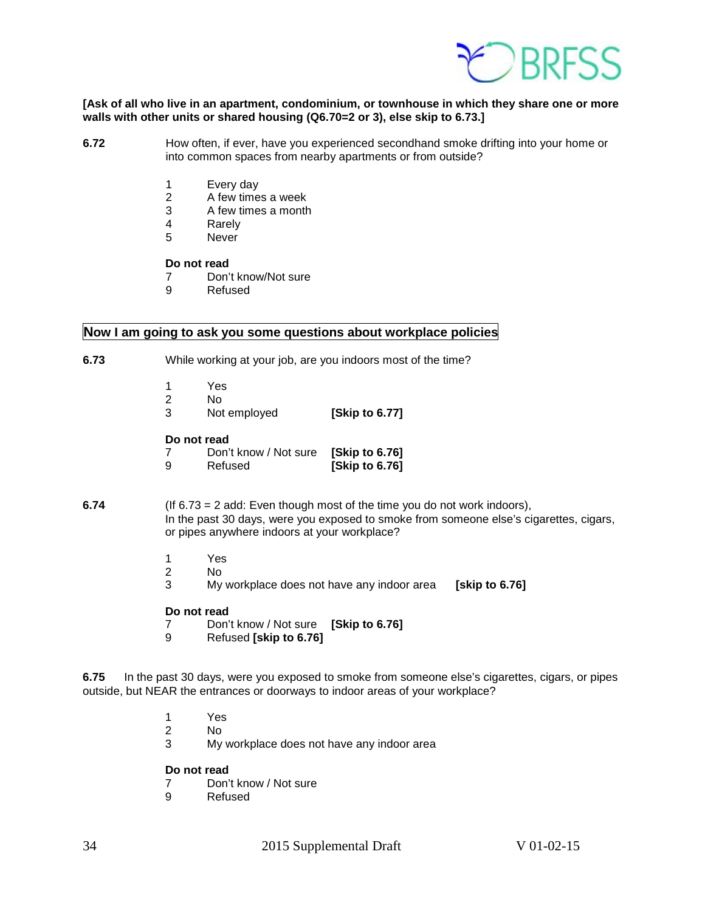**[Ask of all who live in an apartment, condominium, or townhouse in which they share one or more walls with other units or shared housing (Q6.70=2 or 3), else skip to 6.73.]**

**6.72** How often, if ever, have you experienced secondhand smoke drifting into your home or into common spaces from nearby apartments or from outside?

1 Every day
2 A few times a week
3 A few times a month
4 Rarely
5 Never

**Do not read**
7 Don't know/Not sure
9 Refused

**Now I am going to ask you some questions about workplace policies**

**6.73** While working at your job, are you indoors most of the time?

1 Yes
2 No
3 Not employed **[Skip to 6.77]**

**Do not read**
7 Don't know / Not sure **[Skip to 6.76]**
9 Refused **[Skip to 6.76]**

**6.74** (If 6.73 = 2 add: Even though most of the time you do not work indoors), In the past 30 days, were you exposed to smoke from someone else's cigarettes, cigars, or pipes anywhere indoors at your workplace?

1 Yes
2 No
3 My workplace does not have any indoor area **[skip to 6.76]**

**Do not read**
7 Don't know / Not sure **[Skip to 6.76]**
9 Refused **[skip to 6.76]**

**6.75** In the past 30 days, were you exposed to smoke from someone else's cigarettes, cigars, or pipes outside, but NEAR the entrances or doorways to indoor areas of your workplace?

1 Yes
2 No
3 My workplace does not have any indoor area

**Do not read**
7 Don't know / Not sure
9 Refused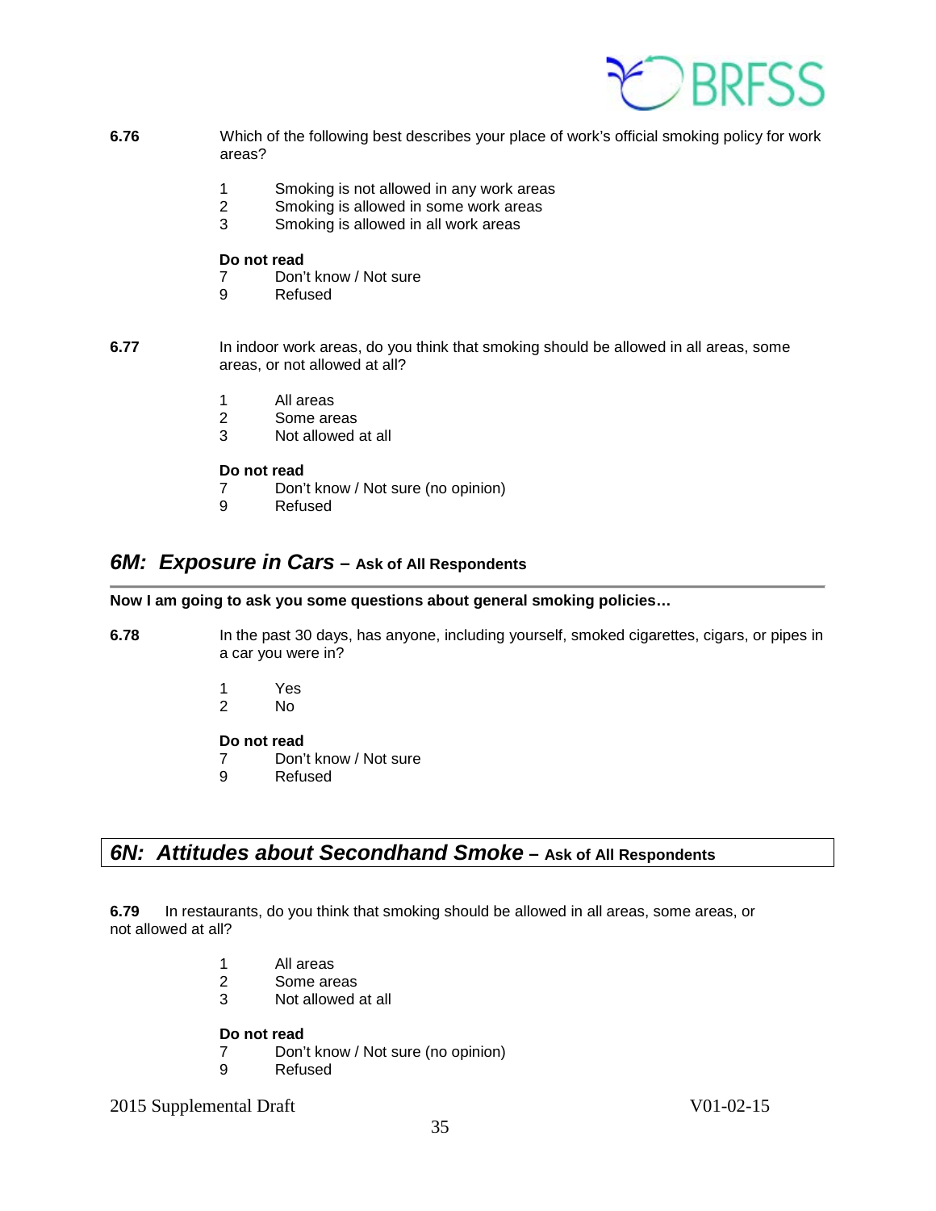**6.76** Which of the following best describes your place of work's official smoking policy for work areas?

1 Smoking is not allowed in any work areas
2 Smoking is allowed in some work areas
3 Smoking is allowed in all work areas

**Do not read**
7 Don't know / Not sure
9 Refused

**6.77** In indoor work areas, do you think that smoking should be allowed in all areas, some areas, or not allowed at all?

1 All areas
2 Some areas
3 Not allowed at all

**Do not read**
7 Don't know / Not sure (no opinion)
9 Refused

## *6M: Exposure in Cars* – Ask of All Respondents

**Now I am going to ask you some questions about general smoking policies…**

**6.78** In the past 30 days, has anyone, including yourself, smoked cigarettes, cigars, or pipes in a car you were in?

1 Yes
2 No

**Do not read**
7 Don't know / Not sure
9 Refused

## *6N: Attitudes about Secondhand Smoke* – Ask of All Respondents

**6.79** In restaurants, do you think that smoking should be allowed in all areas, some areas, or not allowed at all?

1 All areas
2 Some areas
3 Not allowed at all

**Do not read**
7 Don't know / Not sure (no opinion)
9 Refused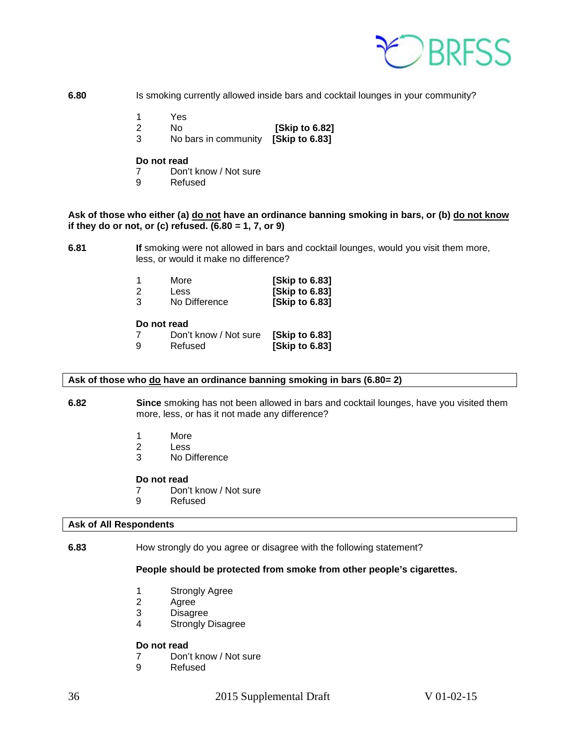**6.80** Is smoking currently allowed inside bars and cocktail lounges in your community?

| | | |
|---|---|---|
| 1 | Yes | |
| 2 | No | **[Skip to 6.82]** |
| 3 | No bars in community | **[Skip to 6.83]** |

**Do not read**

| | |
|---|---|
| 7 | Don't know / Not sure |
| 9 | Refused |

**Ask of those who either (a) <u>do not</u> have an ordinance banning smoking in bars, or (b) <u>do not know</u> if they do or not, or (c) refused. (6.80 = 1, 7, or 9)**

**6.81** **If** smoking were not allowed in bars and cocktail lounges, would you visit them more, less, or would it make no difference?

| | | |
|---|---|---|
| 1 | More | **[Skip to 6.83]** |
| 2 | Less | **[Skip to 6.83]** |
| 3 | No Difference | **[Skip to 6.83]** |

**Do not read**

| | | |
|---|---|---|
| 7 | Don't know / Not sure | **[Skip to 6.83]** |
| 9 | Refused | **[Skip to 6.83]** |

**Ask of those who <u>do</u> have an ordinance banning smoking in bars (6.80= 2)**

**6.82** **Since** smoking has not been allowed in bars and cocktail lounges, have you visited them more, less, or has it not made any difference?

| | |
|---|---|
| 1 | More |
| 2 | Less |
| 3 | No Difference |

**Do not read**

| | |
|---|---|
| 7 | Don't know / Not sure |
| 9 | Refused |

**Ask of All Respondents**

**6.83** How strongly do you agree or disagree with the following statement?

**People should be protected from smoke from other people's cigarettes.**

| | |
|---|---|
| 1 | Strongly Agree |
| 2 | Agree |
| 3 | Disagree |
| 4 | Strongly Disagree |

**Do not read**

| | |
|---|---|
| 7 | Don't know / Not sure |
| 9 | Refused |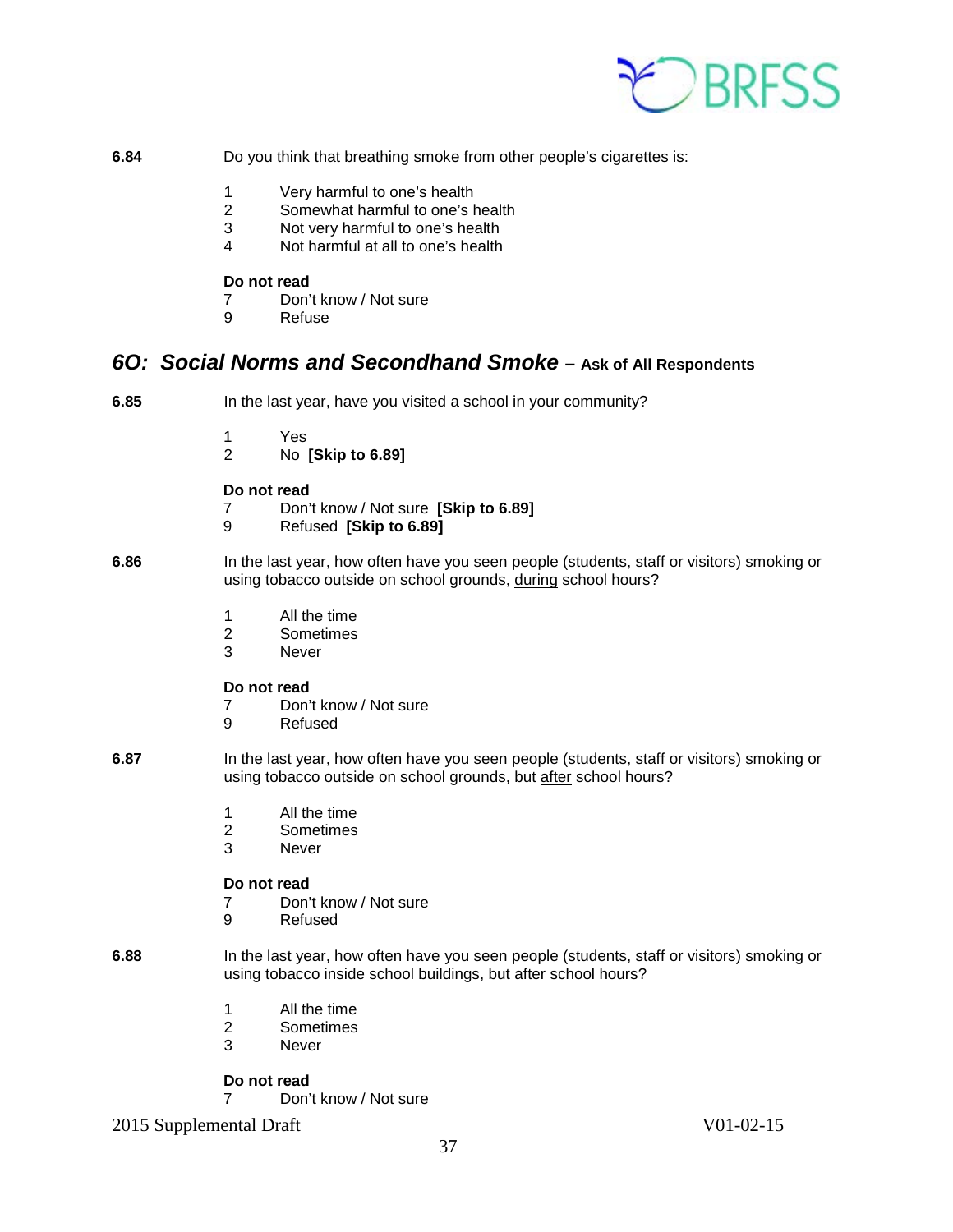**6.84** Do you think that breathing smoke from other people's cigarettes is:

1 Very harmful to one's health
2 Somewhat harmful to one's health
3 Not very harmful to one's health
4 Not harmful at all to one's health

**Do not read**
7 Don't know / Not sure
9 Refuse

## *6O: Social Norms and Secondhand Smoke* – Ask of All Respondents

**6.85** In the last year, have you visited a school in your community?

1 Yes
2 No **[Skip to 6.89]**

**Do not read**
7 Don't know / Not sure **[Skip to 6.89]**
9 Refused **[Skip to 6.89]**

**6.86** In the last year, how often have you seen people (students, staff or visitors) smoking or using tobacco outside on school grounds, <u>during</u> school hours?

1 All the time
2 Sometimes
3 Never

**Do not read**
7 Don't know / Not sure
9 Refused

**6.87** In the last year, how often have you seen people (students, staff or visitors) smoking or using tobacco outside on school grounds, but <u>after</u> school hours?

1 All the time
2 Sometimes
3 Never

**Do not read**
7 Don't know / Not sure
9 Refused

**6.88** In the last year, how often have you seen people (students, staff or visitors) smoking or using tobacco inside school buildings, but <u>after</u> school hours?

1 All the time
2 Sometimes
3 Never

**Do not read**
7 Don't know / Not sure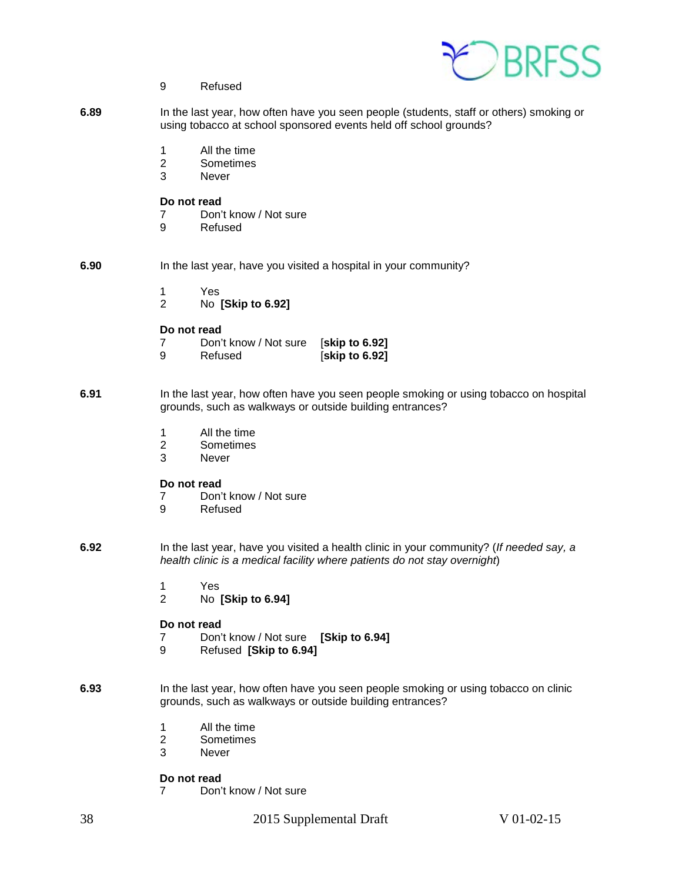9 Refused

**6.89** In the last year, how often have you seen people (students, staff or others) smoking or using tobacco at school sponsored events held off school grounds?

1 All the time
2 Sometimes
3 Never

**Do not read**
7 Don't know / Not sure
9 Refused

**6.90** In the last year, have you visited a hospital in your community?

1 Yes
2 No **[Skip to 6.92]**

**Do not read**
7 Don't know / Not sure [**skip to 6.92]**
9 Refused [**skip to 6.92]**

**6.91** In the last year, how often have you seen people smoking or using tobacco on hospital grounds, such as walkways or outside building entrances?

1 All the time
2 Sometimes
3 Never

**Do not read**
7 Don't know / Not sure
9 Refused

**6.92** In the last year, have you visited a health clinic in your community? (*If needed say, a health clinic is a medical facility where patients do not stay overnight*)

1 Yes
2 No **[Skip to 6.94]**

**Do not read**
7 Don't know / Not sure **[Skip to 6.94]**
9 Refused **[Skip to 6.94]**

**6.93** In the last year, how often have you seen people smoking or using tobacco on clinic grounds, such as walkways or outside building entrances?

1 All the time
2 Sometimes
3 Never

**Do not read**
7 Don't know / Not sure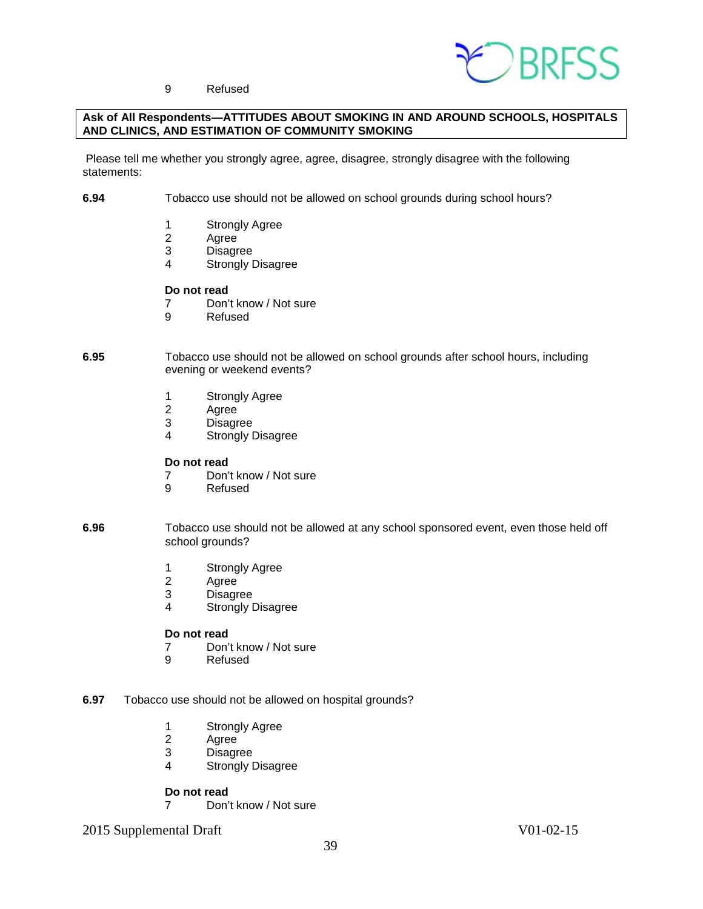9 Refused

**Ask of All Respondents—ATTITUDES ABOUT SMOKING IN AND AROUND SCHOOLS, HOSPITALS AND CLINICS, AND ESTIMATION OF COMMUNITY SMOKING**

Please tell me whether you strongly agree, agree, disagree, strongly disagree with the following statements:

**6.94** Tobacco use should not be allowed on school grounds during school hours?

1 Strongly Agree
2 Agree
3 Disagree
4 Strongly Disagree

**Do not read**
7 Don't know / Not sure
9 Refused

**6.95** Tobacco use should not be allowed on school grounds after school hours, including evening or weekend events?

1 Strongly Agree
2 Agree
3 Disagree
4 Strongly Disagree

**Do not read**
7 Don't know / Not sure
9 Refused

**6.96** Tobacco use should not be allowed at any school sponsored event, even those held off school grounds?

1 Strongly Agree
2 Agree
3 Disagree
4 Strongly Disagree

**Do not read**
7 Don't know / Not sure
9 Refused

**6.97** Tobacco use should not be allowed on hospital grounds?

1 Strongly Agree
2 Agree
3 Disagree
4 Strongly Disagree

**Do not read**
7 Don't know / Not sure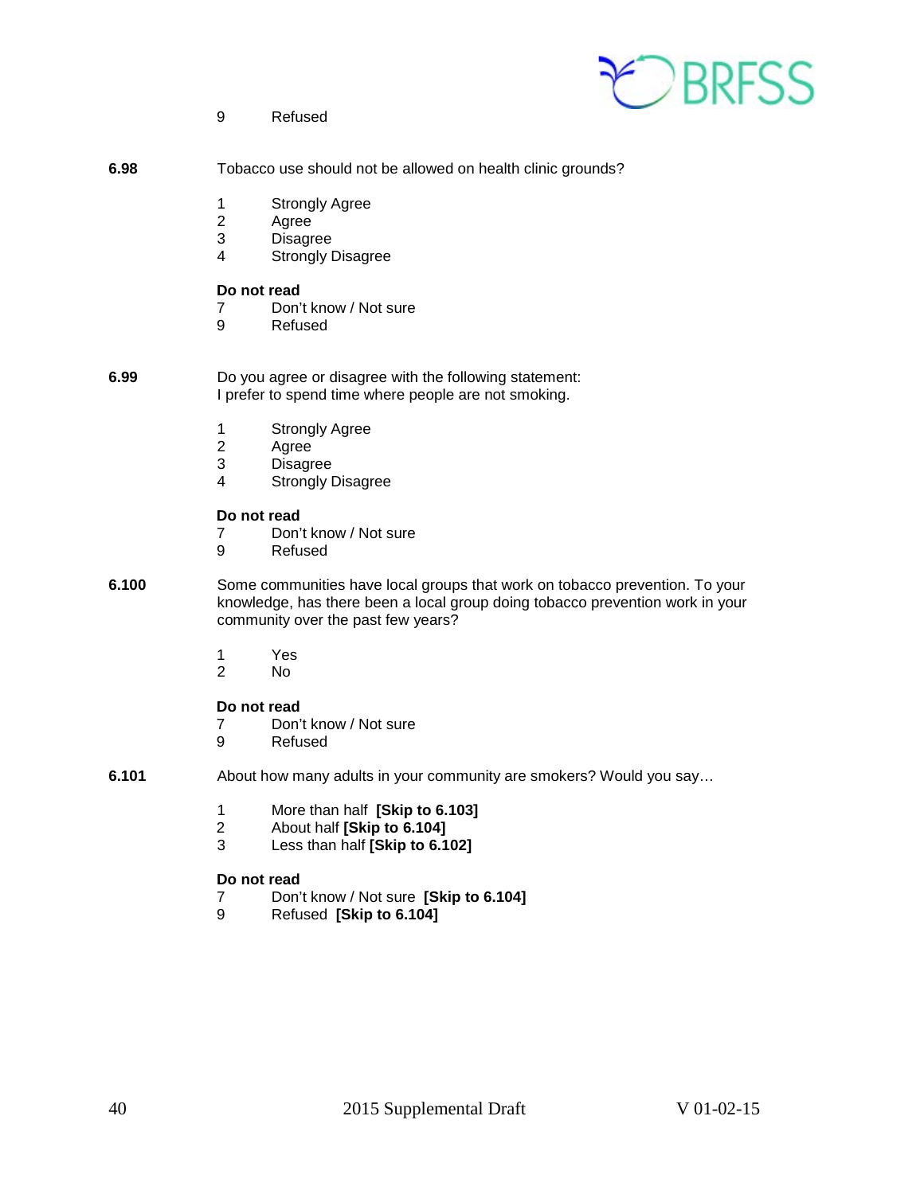9 Refused

**6.98** Tobacco use should not be allowed on health clinic grounds?

1 Strongly Agree
2 Agree
3 Disagree
4 Strongly Disagree

**Do not read**
7 Don't know / Not sure
9 Refused

**6.99** Do you agree or disagree with the following statement:
I prefer to spend time where people are not smoking.

1 Strongly Agree
2 Agree
3 Disagree
4 Strongly Disagree

**Do not read**
7 Don't know / Not sure
9 Refused

**6.100** Some communities have local groups that work on tobacco prevention. To your knowledge, has there been a local group doing tobacco prevention work in your community over the past few years?

1 Yes
2 No

**Do not read**
7 Don't know / Not sure
9 Refused

**6.101** About how many adults in your community are smokers? Would you say…

1 More than half **[Skip to 6.103]**
2 About half **[Skip to 6.104]**
3 Less than half **[Skip to 6.102]**

**Do not read**
7 Don't know / Not sure **[Skip to 6.104]**
9 Refused **[Skip to 6.104]**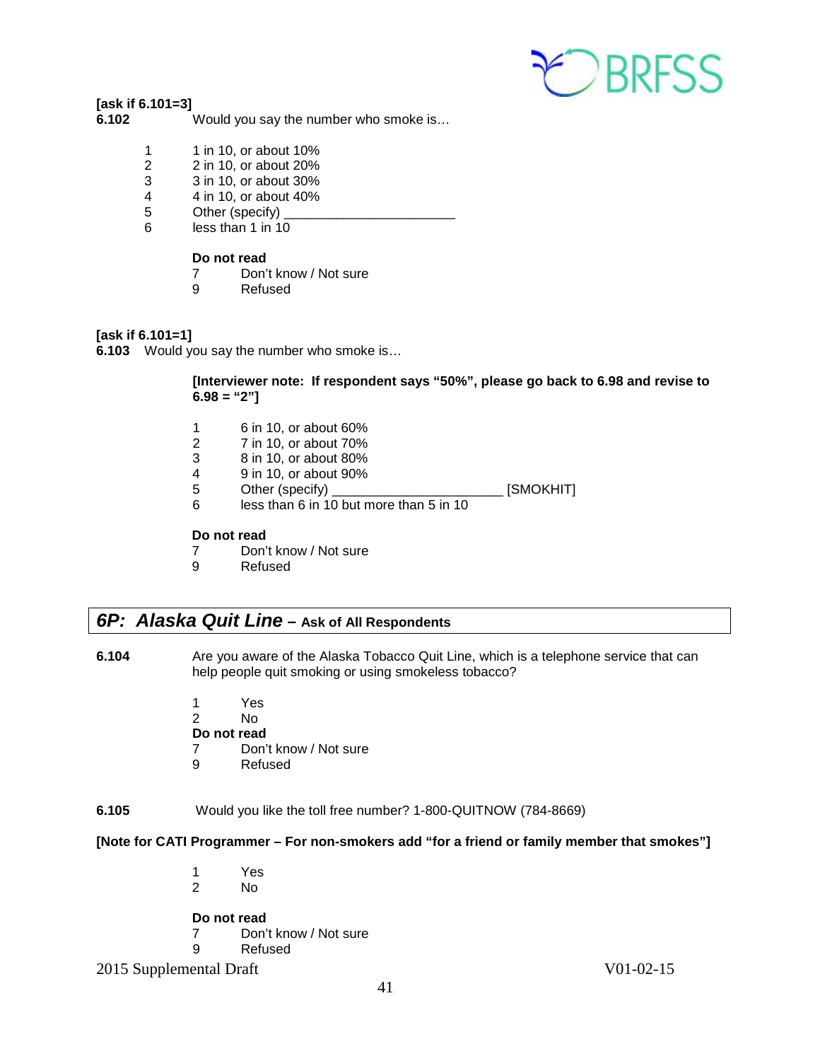**[ask if 6.101=3]**
**6.102** Would you say the number who smoke is…

1 1 in 10, or about 10%
2 2 in 10, or about 20%
3 3 in 10, or about 30%
4 4 in 10, or about 40%
5 Other (specify) ______________________
6 less than 1 in 10

**Do not read**
7 Don't know / Not sure
9 Refused

**[ask if 6.101=1]**
**6.103** Would you say the number who smoke is…

**[Interviewer note: If respondent says "50%", please go back to 6.98 and revise to 6.98 = "2"]**

1 6 in 10, or about 60%
2 7 in 10, or about 70%
3 8 in 10, or about 80%
4 9 in 10, or about 90%
5 Other (specify) ______________________ [SMOKHIT]
6 less than 6 in 10 but more than 5 in 10

**Do not read**
7 Don't know / Not sure
9 Refused

## *6P: Alaska Quit Line* – Ask of All Respondents

**6.104** Are you aware of the Alaska Tobacco Quit Line, which is a telephone service that can help people quit smoking or using smokeless tobacco?

1 Yes
2 No
**Do not read**
7 Don't know / Not sure
9 Refused

**6.105** Would you like the toll free number? 1-800-QUITNOW (784-8669)

**[Note for CATI Programmer – For non-smokers add "for a friend or family member that smokes"]**

1 Yes
2 No

**Do not read**
7 Don't know / Not sure
9 Refused

2015 Supplemental Draft V01-02-15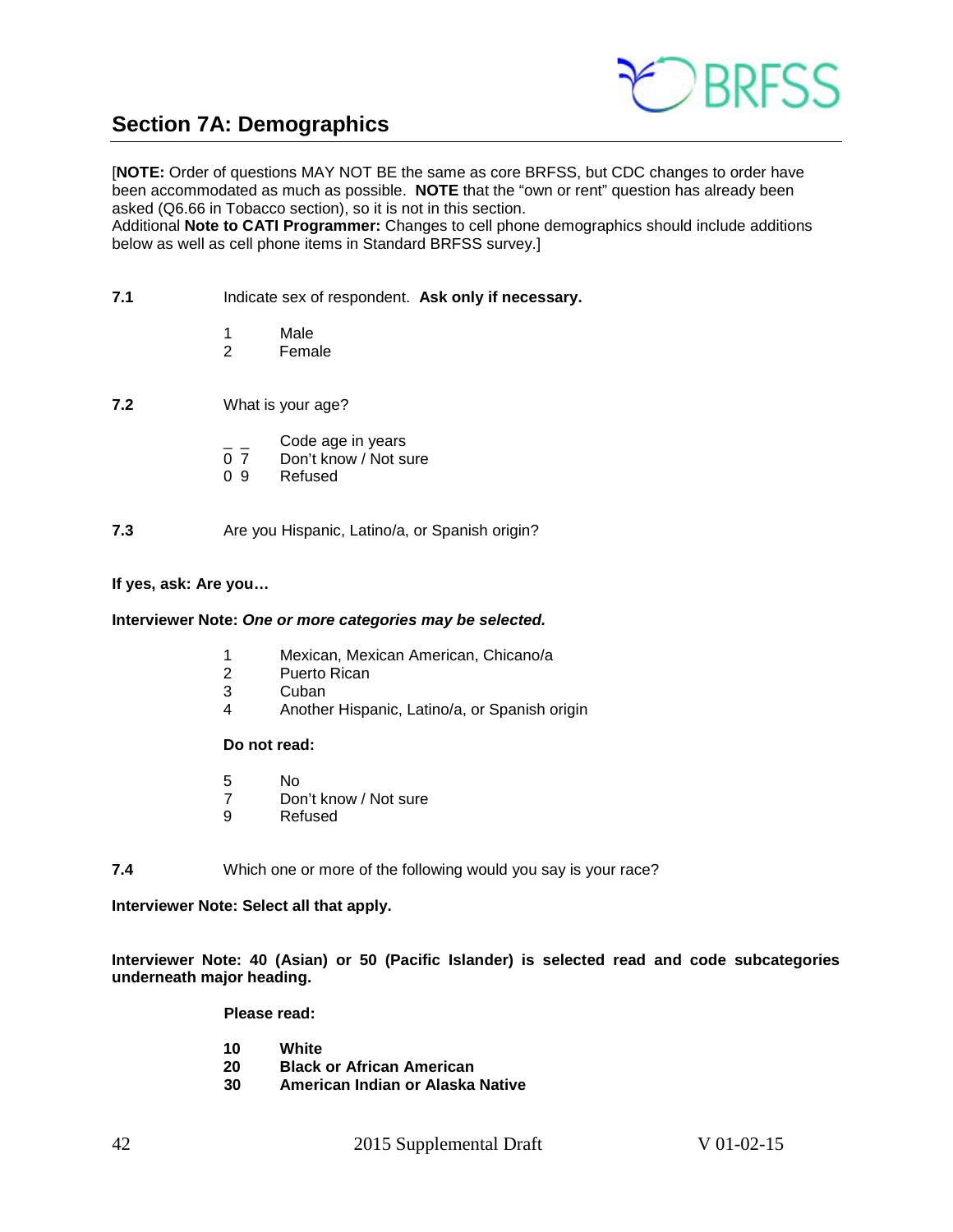## Section 7A: Demographics

[**NOTE:** Order of questions MAY NOT BE the same as core BRFSS, but CDC changes to order have been accommodated as much as possible. **NOTE** that the "own or rent" question has already been asked (Q6.66 in Tobacco section), so it is not in this section.
Additional **Note to CATI Programmer:** Changes to cell phone demographics should include additions below as well as cell phone items in Standard BRFSS survey.]

**7.1** Indicate sex of respondent. **Ask only if necessary.**

1 Male
2 Female

**7.2** What is your age?

_ _ Code age in years
0 7 Don't know / Not sure
0 9 Refused

**7.3** Are you Hispanic, Latino/a, or Spanish origin?

**If yes, ask: Are you…**

**Interviewer Note:** ***One or more categories may be selected.***

1 Mexican, Mexican American, Chicano/a
2 Puerto Rican
3 Cuban
4 Another Hispanic, Latino/a, or Spanish origin

**Do not read:**

5 No
7 Don't know / Not sure
9 Refused

**7.4** Which one or more of the following would you say is your race?

**Interviewer Note: Select all that apply.**

**Interviewer Note: 40 (Asian) or 50 (Pacific Islander) is selected read and code subcategories underneath major heading.**

**Please read:**

**10 White**
**20 Black or African American**
**30 American Indian or Alaska Native**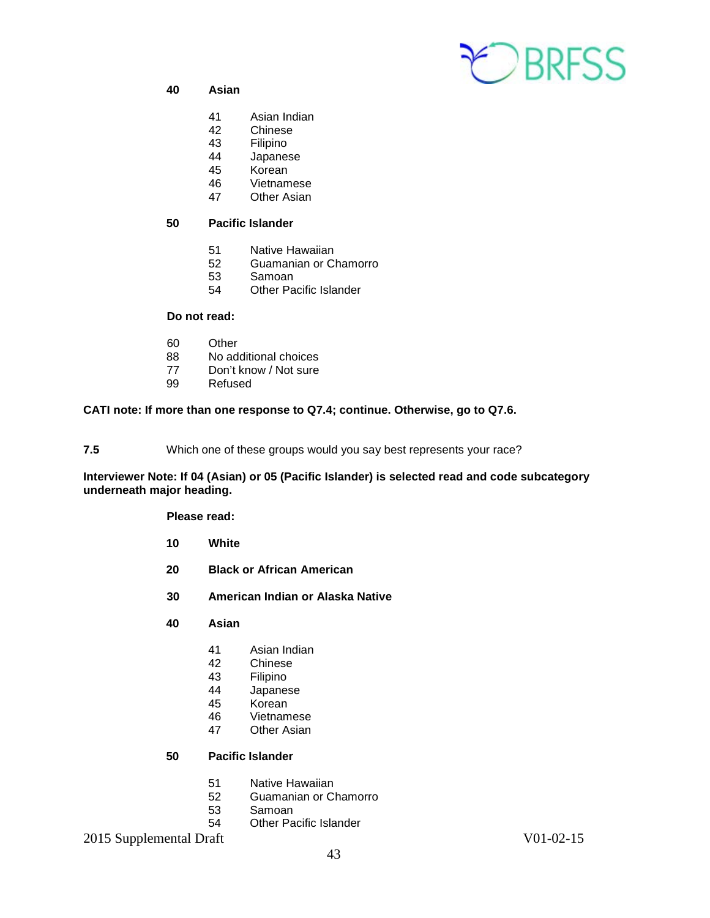**40 Asian**

- 41 Asian Indian
- 42 Chinese
- 43 Filipino
- 44 Japanese
- 45 Korean
- 46 Vietnamese
- 47 Other Asian

**50 Pacific Islander**

- 51 Native Hawaiian
- 52 Guamanian or Chamorro
- 53 Samoan
- 54 Other Pacific Islander

**Do not read:**

- 60 Other
- 88 No additional choices
- 77 Don't know / Not sure
- 99 Refused

**CATI note: If more than one response to Q7.4; continue. Otherwise, go to Q7.6.**

**7.5** Which one of these groups would you say best represents your race?

**Interviewer Note: If 04 (Asian) or 05 (Pacific Islander) is selected read and code subcategory underneath major heading.**

**Please read:**

**10 White**

**20 Black or African American**

**30 American Indian or Alaska Native**

**40 Asian**

- 41 Asian Indian
- 42 Chinese
- 43 Filipino
- 44 Japanese
- 45 Korean
- 46 Vietnamese
- 47 Other Asian

**50 Pacific Islander**

- 51 Native Hawaiian
- 52 Guamanian or Chamorro
- 53 Samoan
- 54 Other Pacific Islander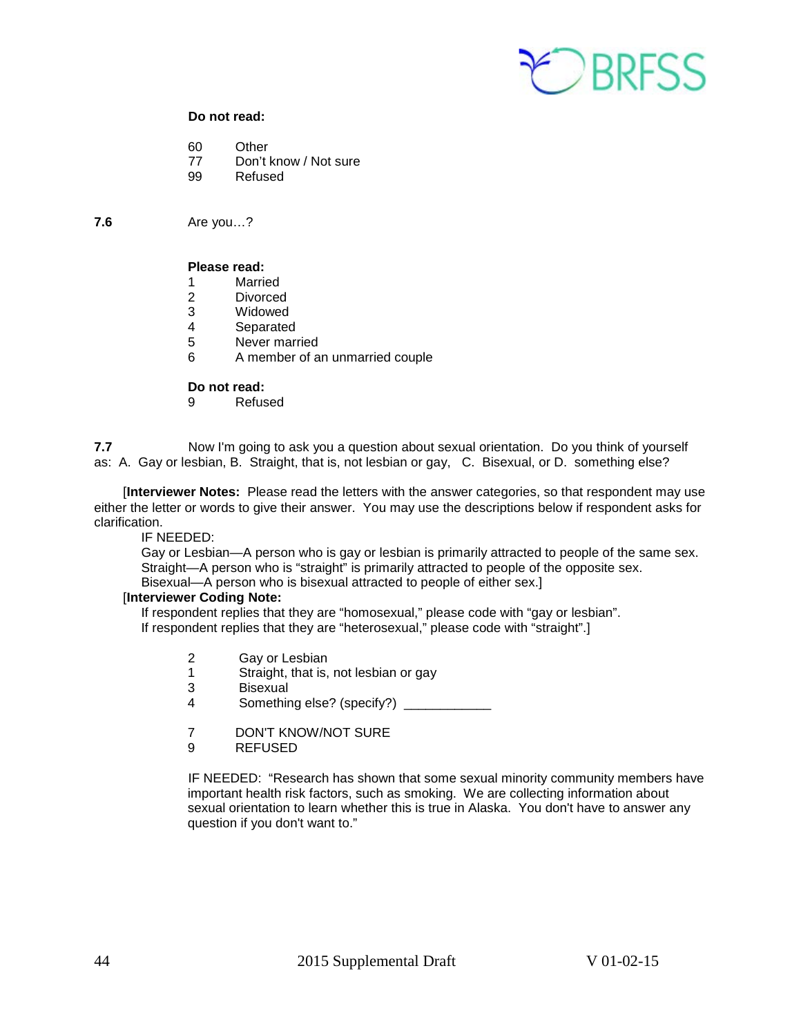**Do not read:**

60 Other
77 Don't know / Not sure
99 Refused

**7.6** Are you…?

**Please read:**
1 Married
2 Divorced
3 Widowed
4 Separated
5 Never married
6 A member of an unmarried couple

**Do not read:**
9 Refused

**7.7** Now I'm going to ask you a question about sexual orientation. Do you think of yourself as: A. Gay or lesbian, B. Straight, that is, not lesbian or gay, C. Bisexual, or D. something else?

[**Interviewer Notes:** Please read the letters with the answer categories, so that respondent may use either the letter or words to give their answer. You may use the descriptions below if respondent asks for clarification.
IF NEEDED:
Gay or Lesbian—A person who is gay or lesbian is primarily attracted to people of the same sex.
Straight—A person who is "straight" is primarily attracted to people of the opposite sex.
Bisexual—A person who is bisexual attracted to people of either sex.]
[**Interviewer Coding Note:**
If respondent replies that they are "homosexual," please code with "gay or lesbian".
If respondent replies that they are "heterosexual," please code with "straight".]

2 Gay or Lesbian
1 Straight, that is, not lesbian or gay
3 Bisexual
4 Something else? (specify?) ____________

7 DON'T KNOW/NOT SURE
9 REFUSED

IF NEEDED: "Research has shown that some sexual minority community members have important health risk factors, such as smoking. We are collecting information about sexual orientation to learn whether this is true in Alaska. You don't have to answer any question if you don't want to."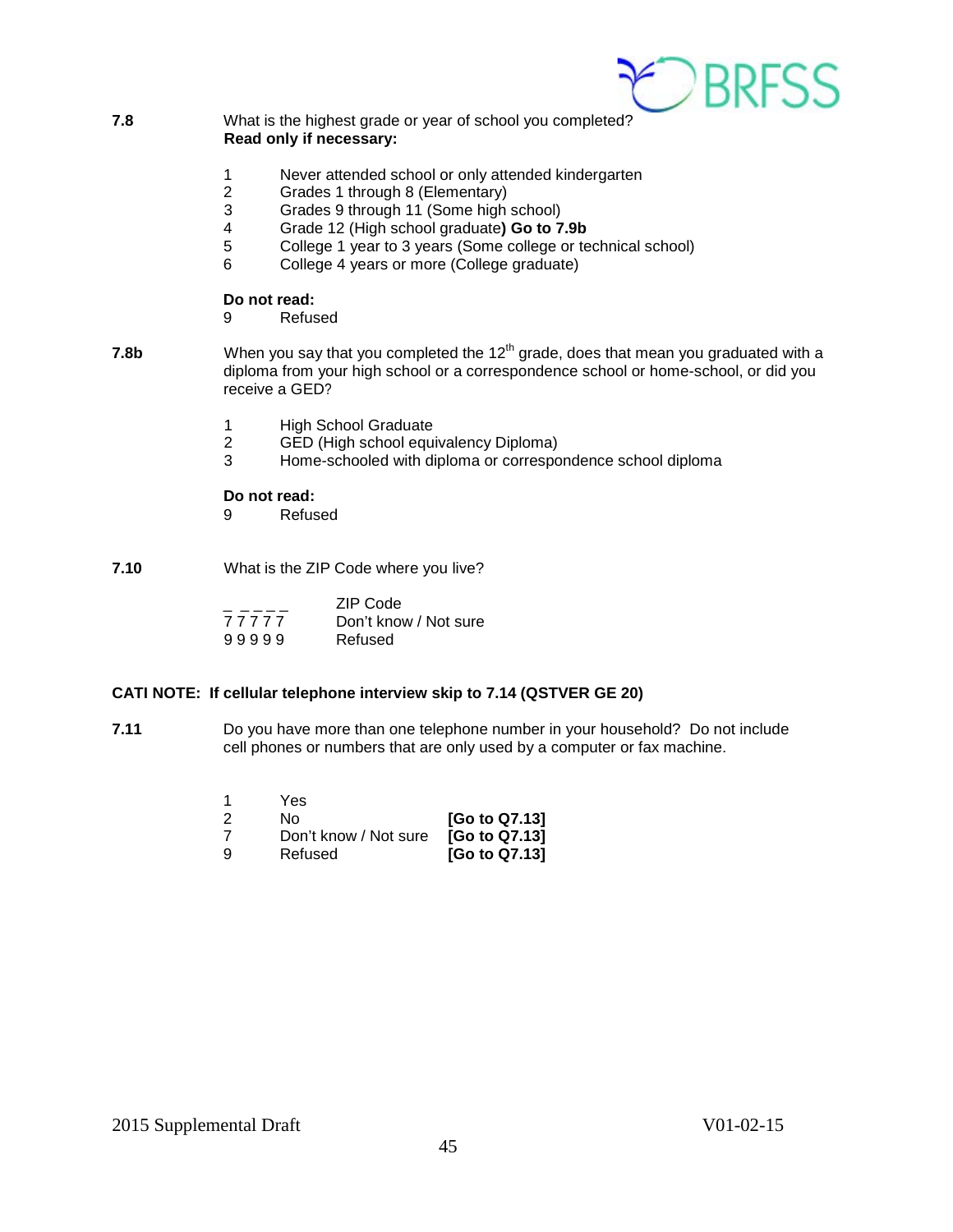**7.8** What is the highest grade or year of school you completed?
**Read only if necessary:**

1 Never attended school or only attended kindergarten
2 Grades 1 through 8 (Elementary)
3 Grades 9 through 11 (Some high school)
4 Grade 12 (High school graduate**) Go to 7.9b**
5 College 1 year to 3 years (Some college or technical school)
6 College 4 years or more (College graduate)

**Do not read:**
9 Refused

**7.8b** When you say that you completed the 12th grade, does that mean you graduated with a diploma from your high school or a correspondence school or home-school, or did you receive a GED?

1 High School Graduate
2 GED (High school equivalency Diploma)
3 Home-schooled with diploma or correspondence school diploma

**Do not read:**
9 Refused

**7.10** What is the ZIP Code where you live?

_ _ _ _ _ ZIP Code
7 7 7 7 7 Don't know / Not sure
9 9 9 9 9 Refused

**CATI NOTE: If cellular telephone interview skip to 7.14 (QSTVER GE 20)**

**7.11** Do you have more than one telephone number in your household? Do not include cell phones or numbers that are only used by a computer or fax machine.

1 Yes
2 No **[Go to Q7.13]**
7 Don't know / Not sure **[Go to Q7.13]**
9 Refused **[Go to Q7.13]**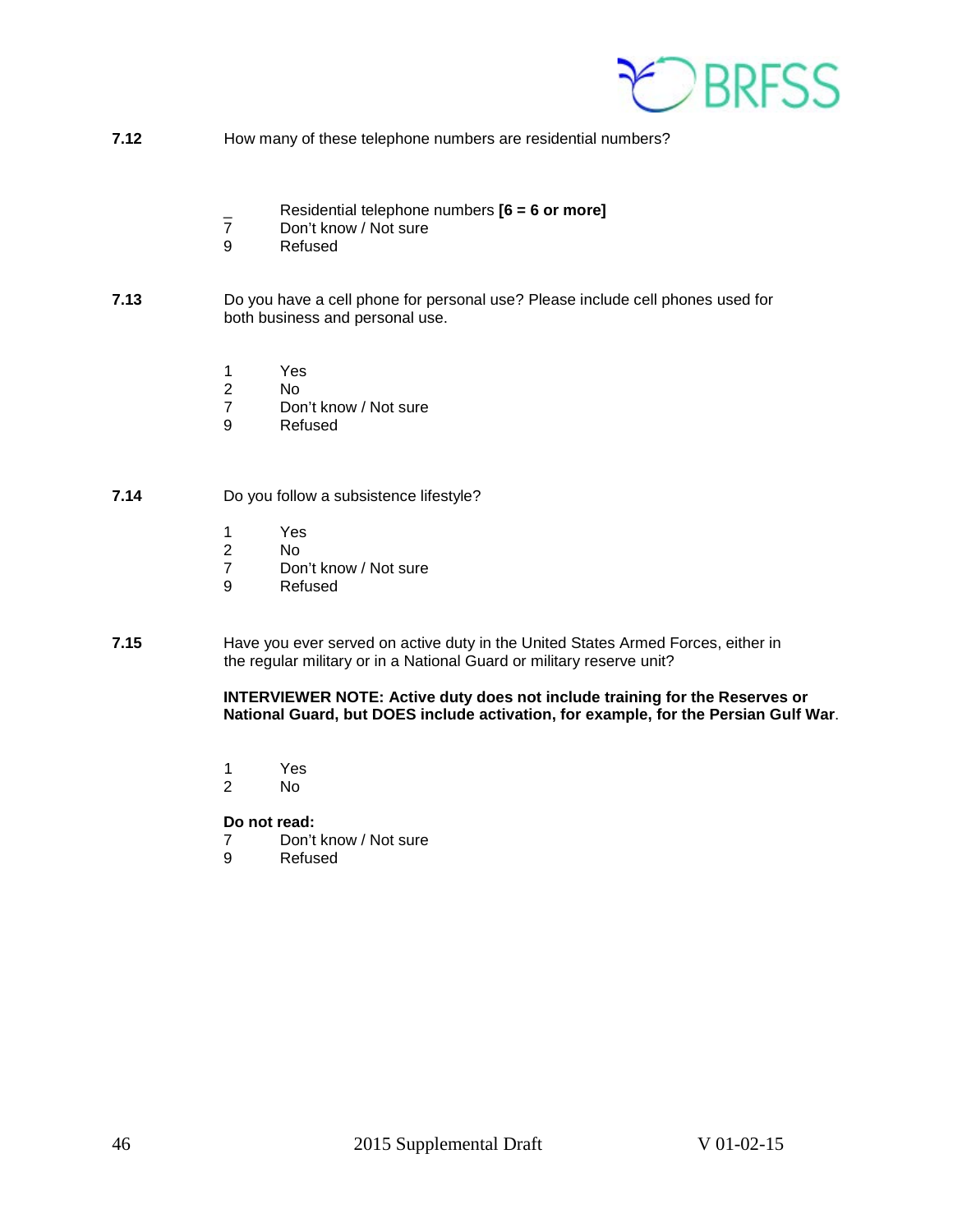**7.12** How many of these telephone numbers are residential numbers?

_ Residential telephone numbers **[6 = 6 or more]**
7 Don't know / Not sure
9 Refused

**7.13** Do you have a cell phone for personal use? Please include cell phones used for both business and personal use.

1 Yes
2 No
7 Don't know / Not sure
9 Refused

**7.14** Do you follow a subsistence lifestyle?

1 Yes
2 No
7 Don't know / Not sure
9 Refused

**7.15** Have you ever served on active duty in the United States Armed Forces, either in the regular military or in a National Guard or military reserve unit?

**INTERVIEWER NOTE: Active duty does not include training for the Reserves or National Guard, but DOES include activation, for example, for the Persian Gulf War**.

1 Yes
2 No

**Do not read:**
7 Don't know / Not sure
9 Refused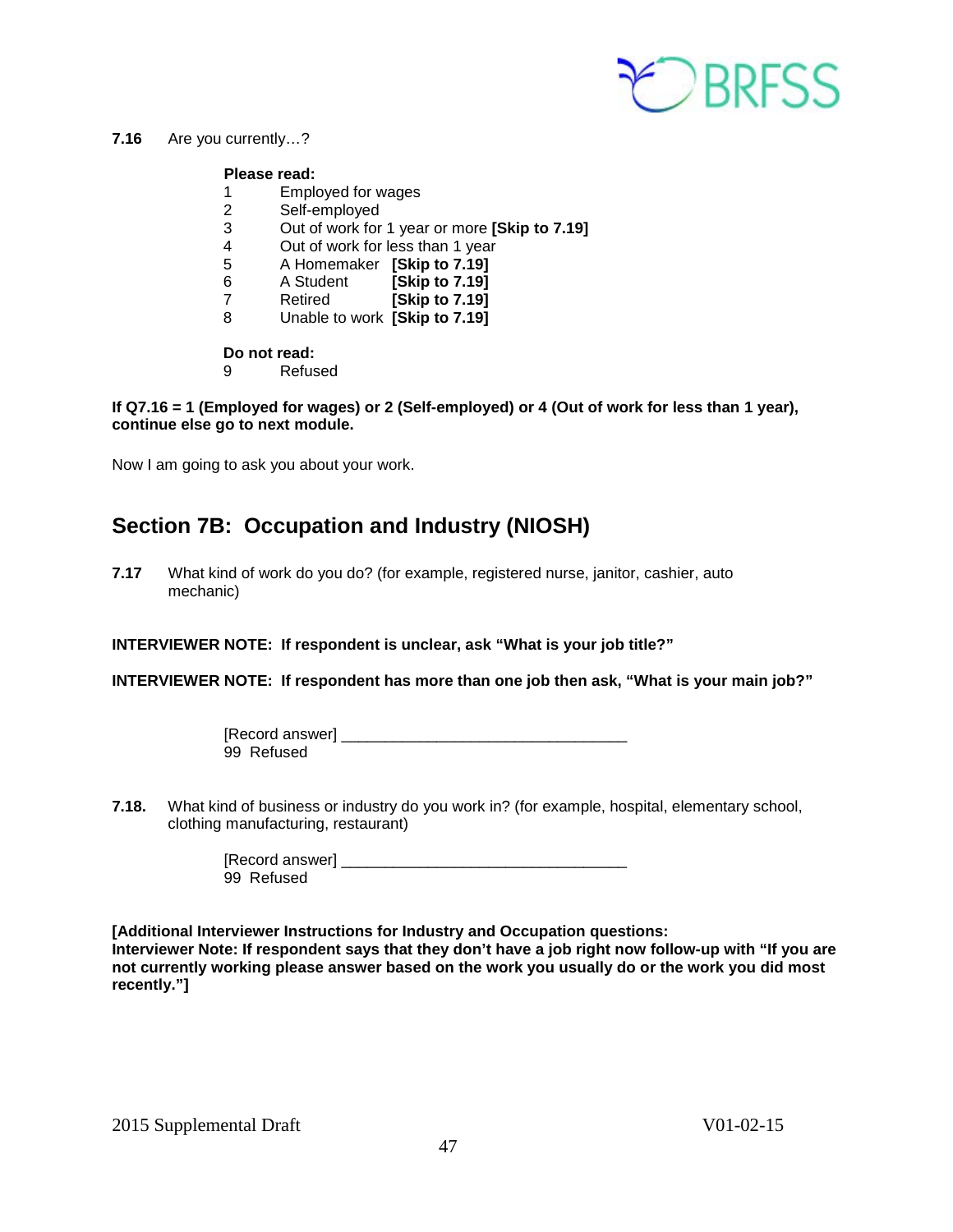**7.16** Are you currently…?

**Please read:**

1 Employed for wages
2 Self-employed
3 Out of work for 1 year or more **[Skip to 7.19]**
4 Out of work for less than 1 year
5 A Homemaker **[Skip to 7.19]**
6 A Student **[Skip to 7.19]**
7 Retired **[Skip to 7.19]**
8 Unable to work **[Skip to 7.19]**

**Do not read:**

9 Refused

**If Q7.16 = 1 (Employed for wages) or 2 (Self-employed) or 4 (Out of work for less than 1 year), continue else go to next module.**

Now I am going to ask you about your work.

## Section 7B: Occupation and Industry (NIOSH)

**7.17** What kind of work do you do? (for example, registered nurse, janitor, cashier, auto mechanic)

**INTERVIEWER NOTE: If respondent is unclear, ask "What is your job title?"**

**INTERVIEWER NOTE: If respondent has more than one job then ask, "What is your main job?"**

[Record answer] _________________________________
99 Refused

**7.18.** What kind of business or industry do you work in? (for example, hospital, elementary school, clothing manufacturing, restaurant)

[Record answer] _________________________________
99 Refused

**[Additional Interviewer Instructions for Industry and Occupation questions:**
**Interviewer Note: If respondent says that they don't have a job right now follow-up with "If you are not currently working please answer based on the work you usually do or the work you did most recently."]**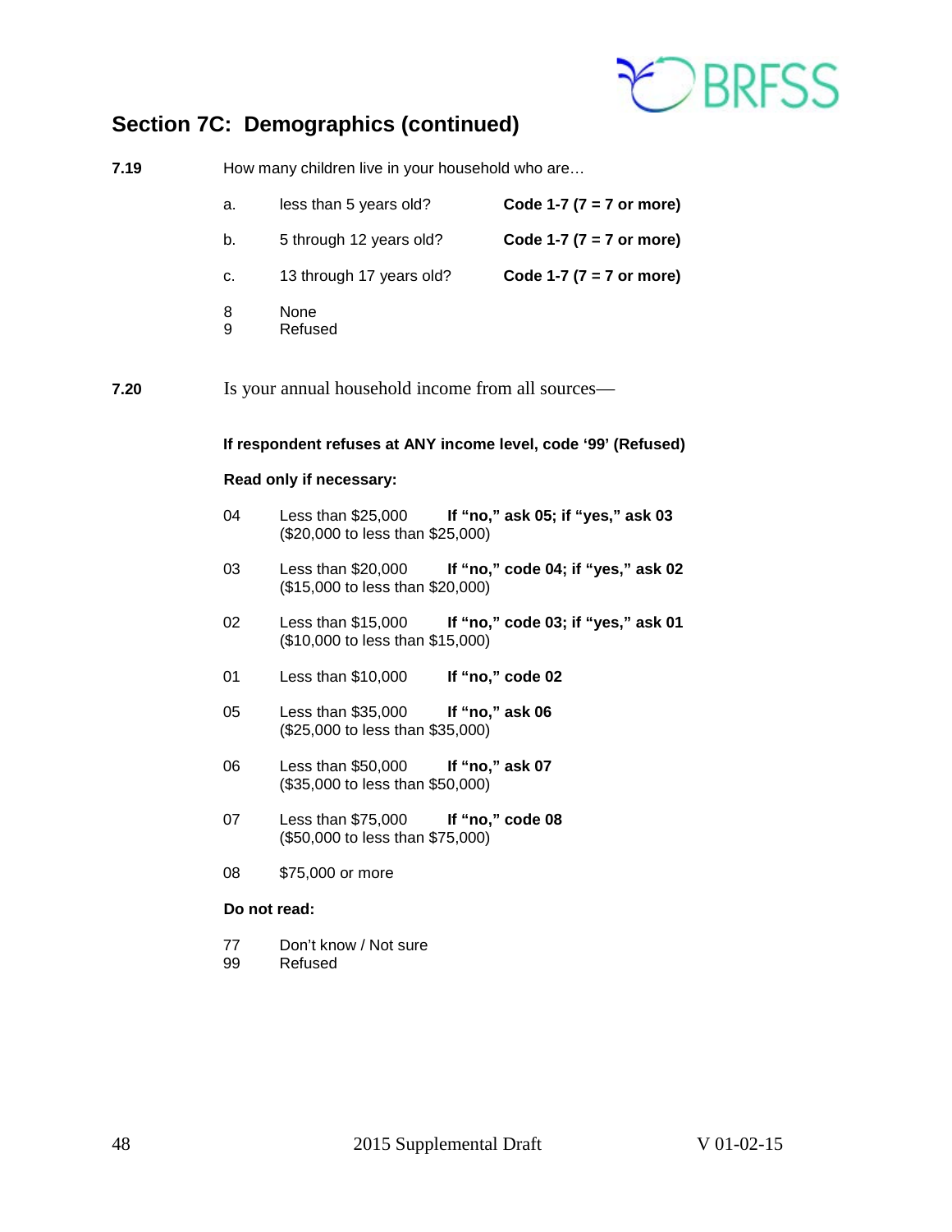## Section 7C: Demographics (continued)

**7.19** How many children live in your household who are…

| | | |
|---|---|---|
| a. | less than 5 years old? | **Code 1-7 (7 = 7 or more)** |
| b. | 5 through 12 years old? | **Code 1-7 (7 = 7 or more)** |
| c. | 13 through 17 years old? | **Code 1-7 (7 = 7 or more)** |

8 None
9 Refused

**7.20** Is your annual household income from all sources—

**If respondent refuses at ANY income level, code '99' (Refused)**

**Read only if necessary:**

| Code | Response | Instruction |
|---|---|---|
| 04 | Less than $25,000 ($20,000 to less than $25,000) | **If "no," ask 05; if "yes," ask 03** |
| 03 | Less than $20,000 ($15,000 to less than $20,000) | **If "no," code 04; if "yes," ask 02** |
| 02 | Less than $15,000 ($10,000 to less than $15,000) | **If "no," code 03; if "yes," ask 01** |
| 01 | Less than $10,000 | **If "no," code 02** |
| 05 | Less than $35,000 ($25,000 to less than $35,000) | **If "no," ask 06** |
| 06 | Less than $50,000 ($35,000 to less than $50,000) | **If "no," ask 07** |
| 07 | Less than $75,000 ($50,000 to less than $75,000) | **If "no," code 08** |
| 08 | $75,000 or more | |

**Do not read:**

77 Don't know / Not sure
99 Refused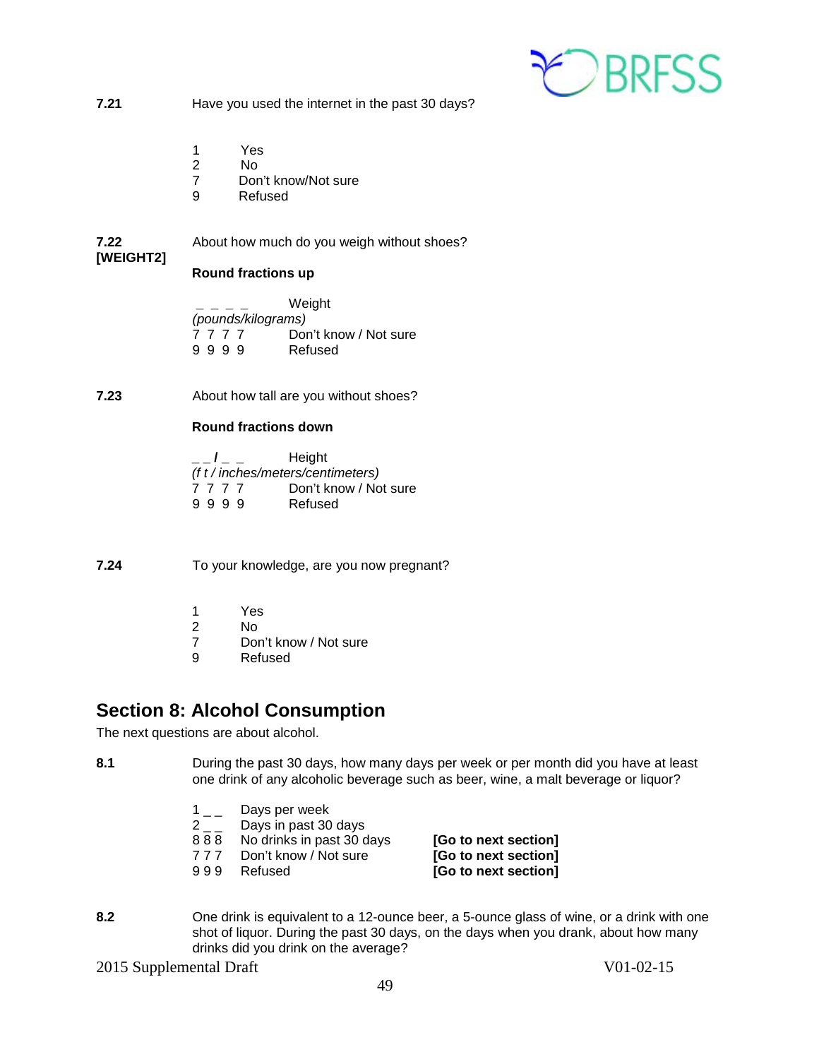**7.21** Have you used the internet in the past 30 days?

1 Yes
2 No
7 Don't know/Not sure
9 Refused

**7.22**
**[WEIGHT2]**

About how much do you weigh without shoes?

**Round fractions up**

_ _ _ _ Weight
*(pounds/kilograms)*
7 7 7 7 Don't know / Not sure
9 9 9 9 Refused

**7.23** About how tall are you without shoes?

**Round fractions down**

_ _ **/** _ _ Height
*(f t / inches/meters/centimeters)*
7 7 7 7 Don't know / Not sure
9 9 9 9 Refused

**7.24** To your knowledge, are you now pregnant?

1 Yes
2 No
7 Don't know / Not sure
9 Refused

## Section 8: Alcohol Consumption

The next questions are about alcohol.

**8.1** During the past 30 days, how many days per week or per month did you have at least one drink of any alcoholic beverage such as beer, wine, a malt beverage or liquor?

1 _ _ Days per week
2 _ _ Days in past 30 days
8 8 8 No drinks in past 30 days **[Go to next section]**
7 7 7 Don't know / Not sure **[Go to next section]**
9 9 9 Refused **[Go to next section]**

**8.2** One drink is equivalent to a 12-ounce beer, a 5-ounce glass of wine, or a drink with one shot of liquor. During the past 30 days, on the days when you drank, about how many drinks did you drink on the average?

2015 Supplemental Draft V01-02-15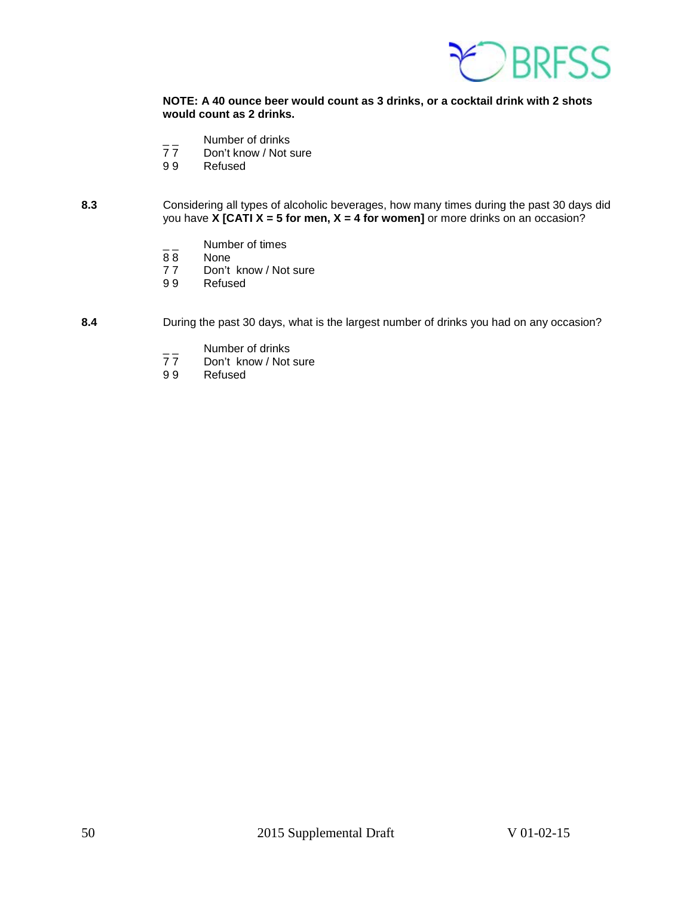**NOTE: A 40 ounce beer would count as 3 drinks, or a cocktail drink with 2 shots would count as 2 drinks.**

_ _ Number of drinks
7 7 Don't know / Not sure
9 9 Refused

8.3 Considering all types of alcoholic beverages, how many times during the past 30 days did you have **X [CATI X = 5 for men, X = 4 for women]** or more drinks on an occasion?

_ _ Number of times
8 8 None
7 7 Don't know / Not sure
9 9 Refused

8.4 During the past 30 days, what is the largest number of drinks you had on any occasion?

_ _ Number of drinks
7 7 Don't know / Not sure
9 9 Refused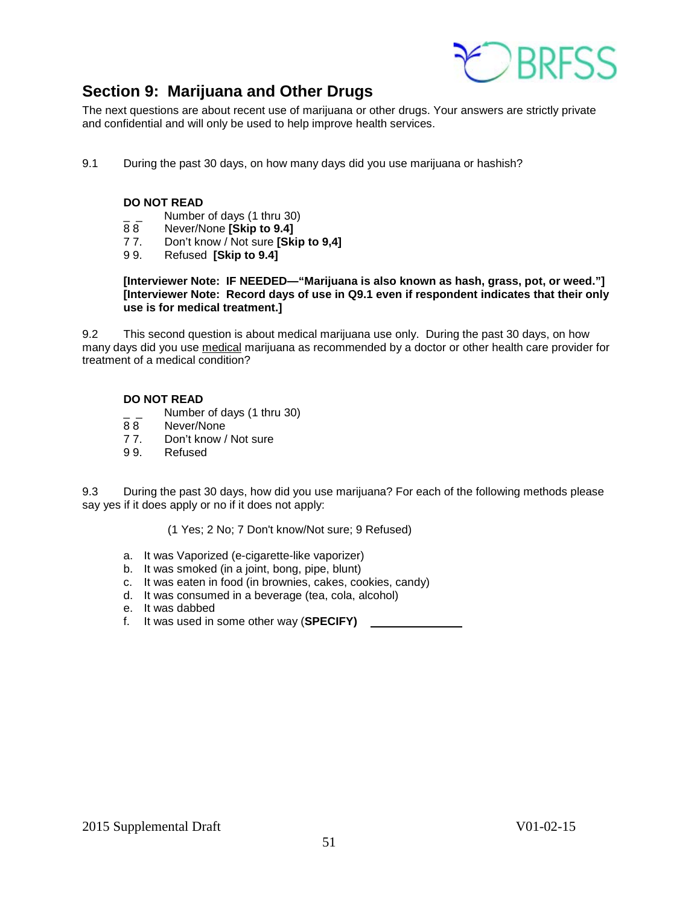## Section 9: Marijuana and Other Drugs

The next questions are about recent use of marijuana or other drugs. Your answers are strictly private and confidential and will only be used to help improve health services.

9.1 During the past 30 days, on how many days did you use marijuana or hashish?

**DO NOT READ**

_ _ Number of days (1 thru 30)
8 8 Never/None **[Skip to 9.4]**
7 7. Don't know / Not sure **[Skip to 9,4]**
9 9. Refused **[Skip to 9.4]**

**[Interviewer Note: IF NEEDED—"Marijuana is also known as hash, grass, pot, or weed."]**
**[Interviewer Note: Record days of use in Q9.1 even if respondent indicates that their only use is for medical treatment.]**

9.2 This second question is about medical marijuana use only. During the past 30 days, on how many days did you use medical marijuana as recommended by a doctor or other health care provider for treatment of a medical condition?

**DO NOT READ**

_ _ Number of days (1 thru 30)
8 8 Never/None
7 7. Don't know / Not sure
9 9. Refused

9.3 During the past 30 days, how did you use marijuana? For each of the following methods please say yes if it does apply or no if it does not apply:

(1 Yes; 2 No; 7 Don't know/Not sure; 9 Refused)

a. It was Vaporized (e-cigarette-like vaporizer)
b. It was smoked (in a joint, bong, pipe, blunt)
c. It was eaten in food (in brownies, cakes, cookies, candy)
d. It was consumed in a beverage (tea, cola, alcohol)
e. It was dabbed
f. It was used in some other way (**SPECIFY)** ______________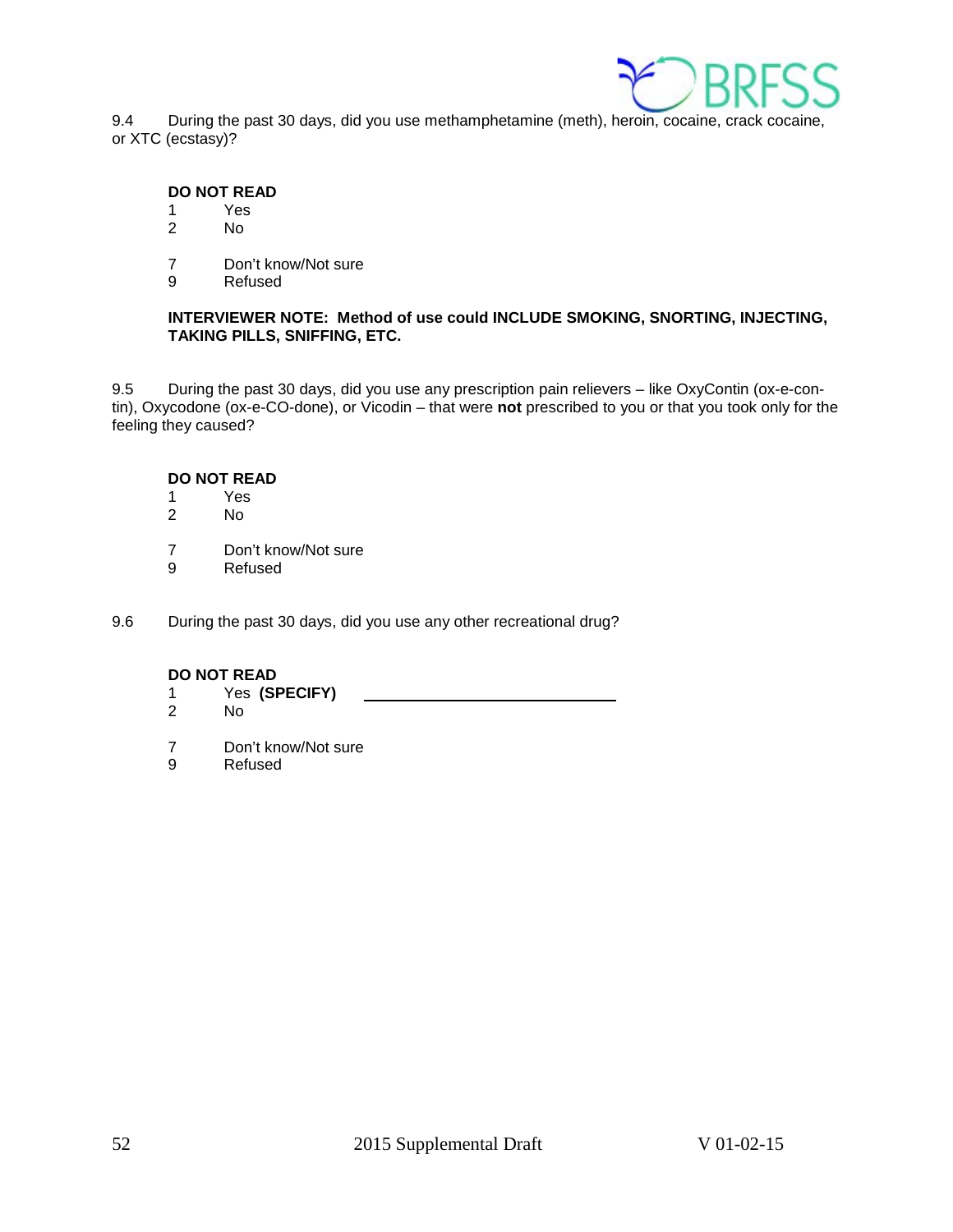9.4 During the past 30 days, did you use methamphetamine (meth), heroin, cocaine, crack cocaine, or XTC (ecstasy)?

**DO NOT READ**

1 Yes
2 No

7 Don't know/Not sure
9 Refused

**INTERVIEWER NOTE: Method of use could INCLUDE SMOKING, SNORTING, INJECTING, TAKING PILLS, SNIFFING, ETC.**

9.5 During the past 30 days, did you use any prescription pain relievers – like OxyContin (ox-e-con-tin), Oxycodone (ox-e-CO-done), or Vicodin – that were **not** prescribed to you or that you took only for the feeling they caused?

**DO NOT READ**

1 Yes
2 No

7 Don't know/Not sure
9 Refused

9.6 During the past 30 days, did you use any other recreational drug?

**DO NOT READ**

1 Yes **(SPECIFY)** ______________________
2 No

7 Don't know/Not sure
9 Refused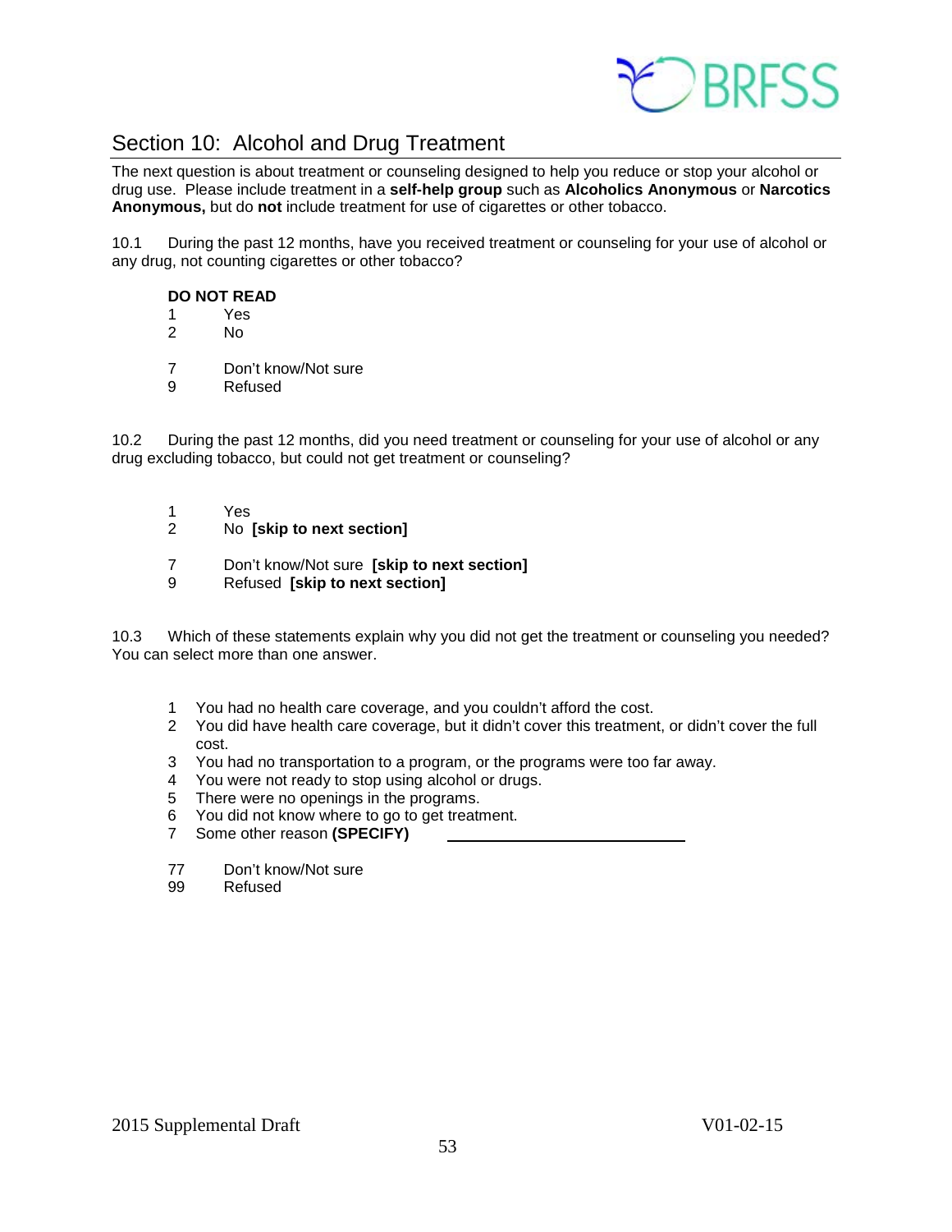## Section 10: Alcohol and Drug Treatment

The next question is about treatment or counseling designed to help you reduce or stop your alcohol or drug use. Please include treatment in a **self-help group** such as **Alcoholics Anonymous** or **Narcotics Anonymous,** but do **not** include treatment for use of cigarettes or other tobacco.

10.1 During the past 12 months, have you received treatment or counseling for your use of alcohol or any drug, not counting cigarettes or other tobacco?

**DO NOT READ**

1 Yes
2 No

7 Don't know/Not sure
9 Refused

10.2 During the past 12 months, did you need treatment or counseling for your use of alcohol or any drug excluding tobacco, but could not get treatment or counseling?

1 Yes
2 No **[skip to next section]**

7 Don't know/Not sure **[skip to next section]**
9 Refused **[skip to next section]**

10.3 Which of these statements explain why you did not get the treatment or counseling you needed? You can select more than one answer.

1 You had no health care coverage, and you couldn't afford the cost.
2 You did have health care coverage, but it didn't cover this treatment, or didn't cover the full cost.
3 You had no transportation to a program, or the programs were too far away.
4 You were not ready to stop using alcohol or drugs.
5 There were no openings in the programs.
6 You did not know where to go to get treatment.
7 Some other reason **(SPECIFY)** ______________________________

77 Don't know/Not sure
99 Refused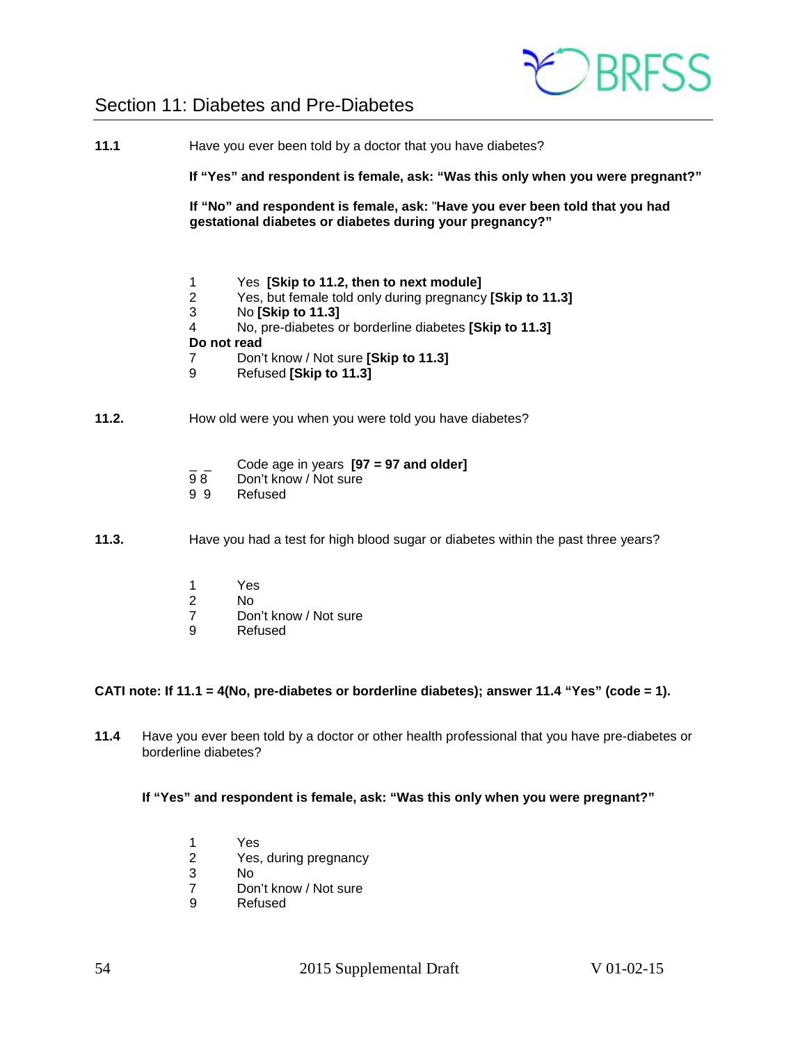## Section 11: Diabetes and Pre-Diabetes

**11.1** Have you ever been told by a doctor that you have diabetes?

**If "Yes" and respondent is female, ask: "Was this only when you were pregnant?"**

**If "No" and respondent is female, ask: "Have you ever been told that you had gestational diabetes or diabetes during your pregnancy?"**

1 Yes **[Skip to 11.2, then to next module]**
2 Yes, but female told only during pregnancy **[Skip to 11.3]**
3 No **[Skip to 11.3]**
4 No, pre-diabetes or borderline diabetes **[Skip to 11.3]**
**Do not read**
7 Don't know / Not sure **[Skip to 11.3]**
9 Refused **[Skip to 11.3]**

**11.2.** How old were you when you were told you have diabetes?

_ _ Code age in years **[97 = 97 and older]**
9 8 Don't know / Not sure
9 9 Refused

**11.3.** Have you had a test for high blood sugar or diabetes within the past three years?

1 Yes
2 No
7 Don't know / Not sure
9 Refused

**CATI note: If 11.1 = 4(No, pre-diabetes or borderline diabetes); answer 11.4 "Yes" (code = 1).**

**11.4** Have you ever been told by a doctor or other health professional that you have pre-diabetes or borderline diabetes?

**If "Yes" and respondent is female, ask: "Was this only when you were pregnant?"**

1 Yes
2 Yes, during pregnancy
3 No
7 Don't know / Not sure
9 Refused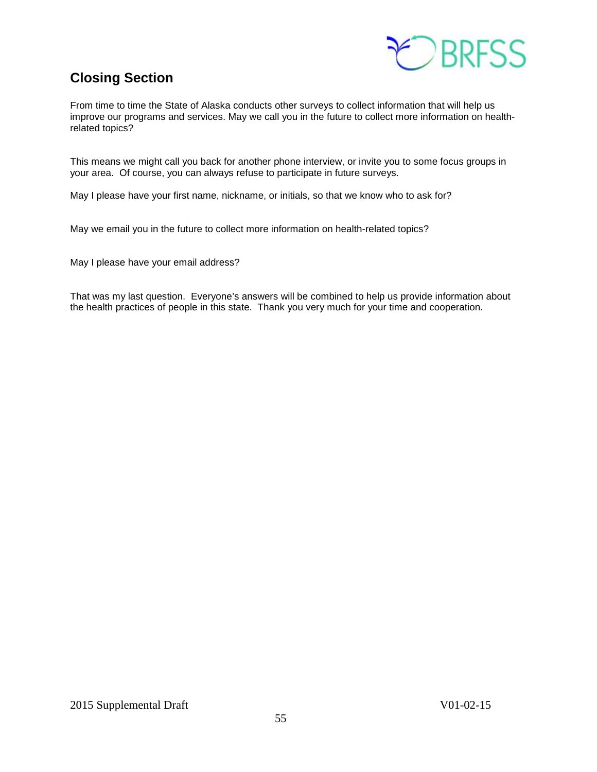## Closing Section

From time to time the State of Alaska conducts other surveys to collect information that will help us improve our programs and services. May we call you in the future to collect more information on health-related topics?

This means we might call you back for another phone interview, or invite you to some focus groups in your area. Of course, you can always refuse to participate in future surveys.

May I please have your first name, nickname, or initials, so that we know who to ask for?

May we email you in the future to collect more information on health-related topics?

May I please have your email address?

That was my last question. Everyone's answers will be combined to help us provide information about the health practices of people in this state. Thank you very much for your time and cooperation.